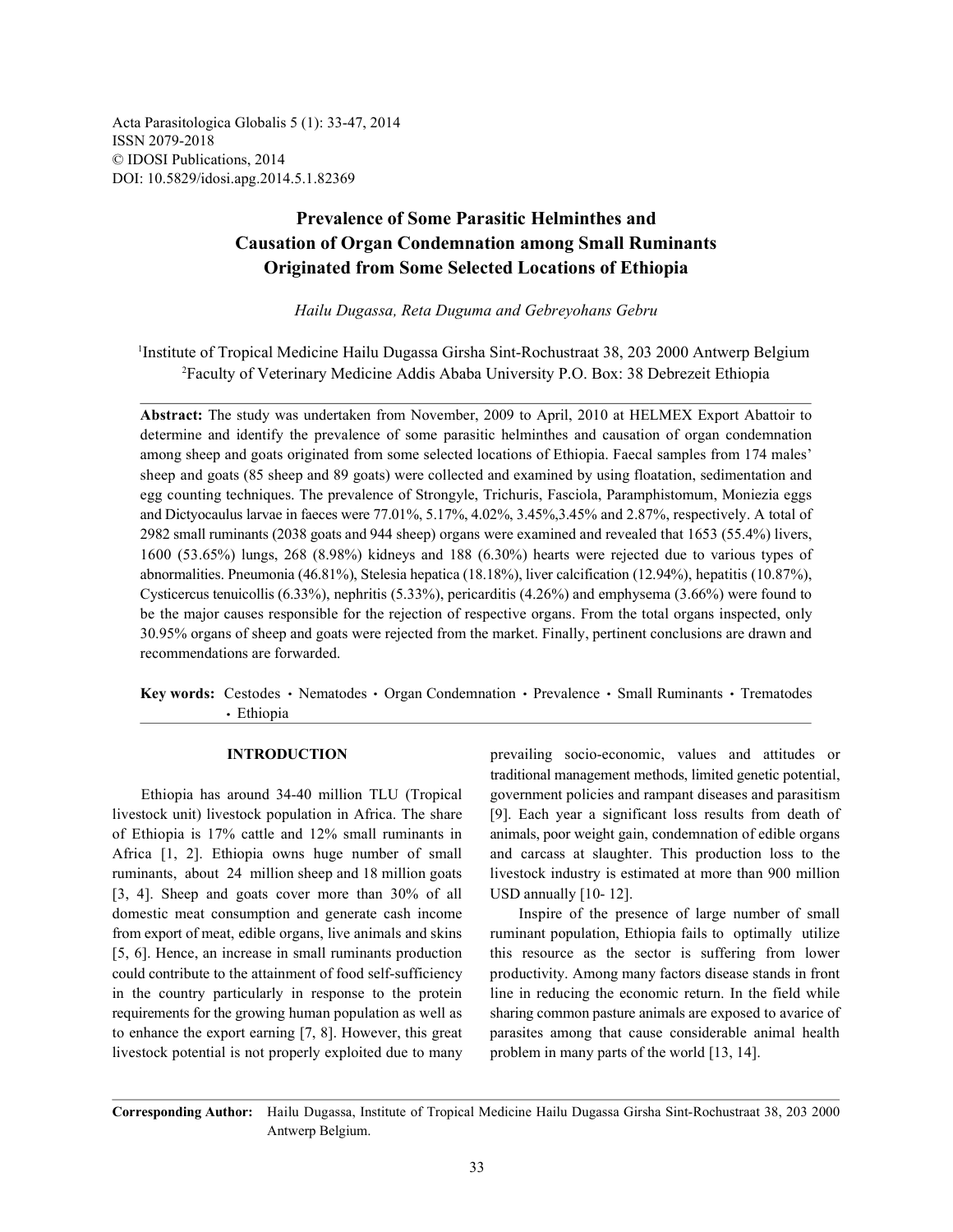Acta Parasitologica Globalis 5 (1): 33-47, 2014
ISSN 2079-2018
© IDOSI Publications, 2014
DOI: 10.5829/idosi.apg.2014.5.1.82369

# Prevalence of Some Parasitic Helminthes and Causation of Organ Condemnation among Small Ruminants Originated from Some Selected Locations of Ethiopia

*Hailu Dugassa, Reta Duguma and Gebreyohans Gebru*

[1]Institute of Tropical Medicine Hailu Dugassa Girsha Sint-Rochustraat 38, 203 2000 Antwerp Belgium
[2]Faculty of Veterinary Medicine Addis Ababa University P.O. Box: 38 Debrezeit Ethiopia

**Abstract:** The study was undertaken from November, 2009 to April, 2010 at HELMEX Export Abattoir to determine and identify the prevalence of some parasitic helminthes and causation of organ condemnation among sheep and goats originated from some selected locations of Ethiopia. Faecal samples from 174 males' sheep and goats (85 sheep and 89 goats) were collected and examined by using floatation, sedimentation and egg counting techniques. The prevalence of Strongyle, Trichuris, Fasciola, Paramphistomum, Moniezia eggs and Dictyocaulus larvae in faeces were 77.01%, 5.17%, 4.02%, 3.45%,3.45% and 2.87%, respectively. A total of 2982 small ruminants (2038 goats and 944 sheep) organs were examined and revealed that 1653 (55.4%) livers, 1600 (53.65%) lungs, 268 (8.98%) kidneys and 188 (6.30%) hearts were rejected due to various types of abnormalities. Pneumonia (46.81%), Stelesia hepatica (18.18%), liver calcification (12.94%), hepatitis (10.87%), Cysticercus tenuicollis (6.33%), nephritis (5.33%), pericarditis (4.26%) and emphysema (3.66%) were found to be the major causes responsible for the rejection of respective organs. From the total organs inspected, only 30.95% organs of sheep and goats were rejected from the market. Finally, pertinent conclusions are drawn and recommendations are forwarded.

**Key words:** Cestodes • Nematodes • Organ Condemnation • Prevalence • Small Ruminants • Trematodes • Ethiopia

## INTRODUCTION

Ethiopia has around 34-40 million TLU (Tropical livestock unit) livestock population in Africa. The share of Ethiopia is 17% cattle and 12% small ruminants in Africa [1, 2]. Ethiopia owns huge number of small ruminants, about 24 million sheep and 18 million goats [3, 4]. Sheep and goats cover more than 30% of all domestic meat consumption and generate cash income from export of meat, edible organs, live animals and skins [5, 6]. Hence, an increase in small ruminants production could contribute to the attainment of food self-sufficiency in the country particularly in response to the protein requirements for the growing human population as well as to enhance the export earning [7, 8]. However, this great livestock potential is not properly exploited due to many prevailing socio-economic, values and attitudes or traditional management methods, limited genetic potential, government policies and rampant diseases and parasitism [9]. Each year a significant loss results from death of animals, poor weight gain, condemnation of edible organs and carcass at slaughter. This production loss to the livestock industry is estimated at more than 900 million USD annually [10- 12].

Inspire of the presence of large number of small ruminant population, Ethiopia fails to optimally utilize this resource as the sector is suffering from lower productivity. Among many factors disease stands in front line in reducing the economic return. In the field while sharing common pasture animals are exposed to avarice of parasites among that cause considerable animal health problem in many parts of the world [13, 14].

**Corresponding Author:** Hailu Dugassa, Institute of Tropical Medicine Hailu Dugassa Girsha Sint-Rochustraat 38, 203 2000 Antwerp Belgium.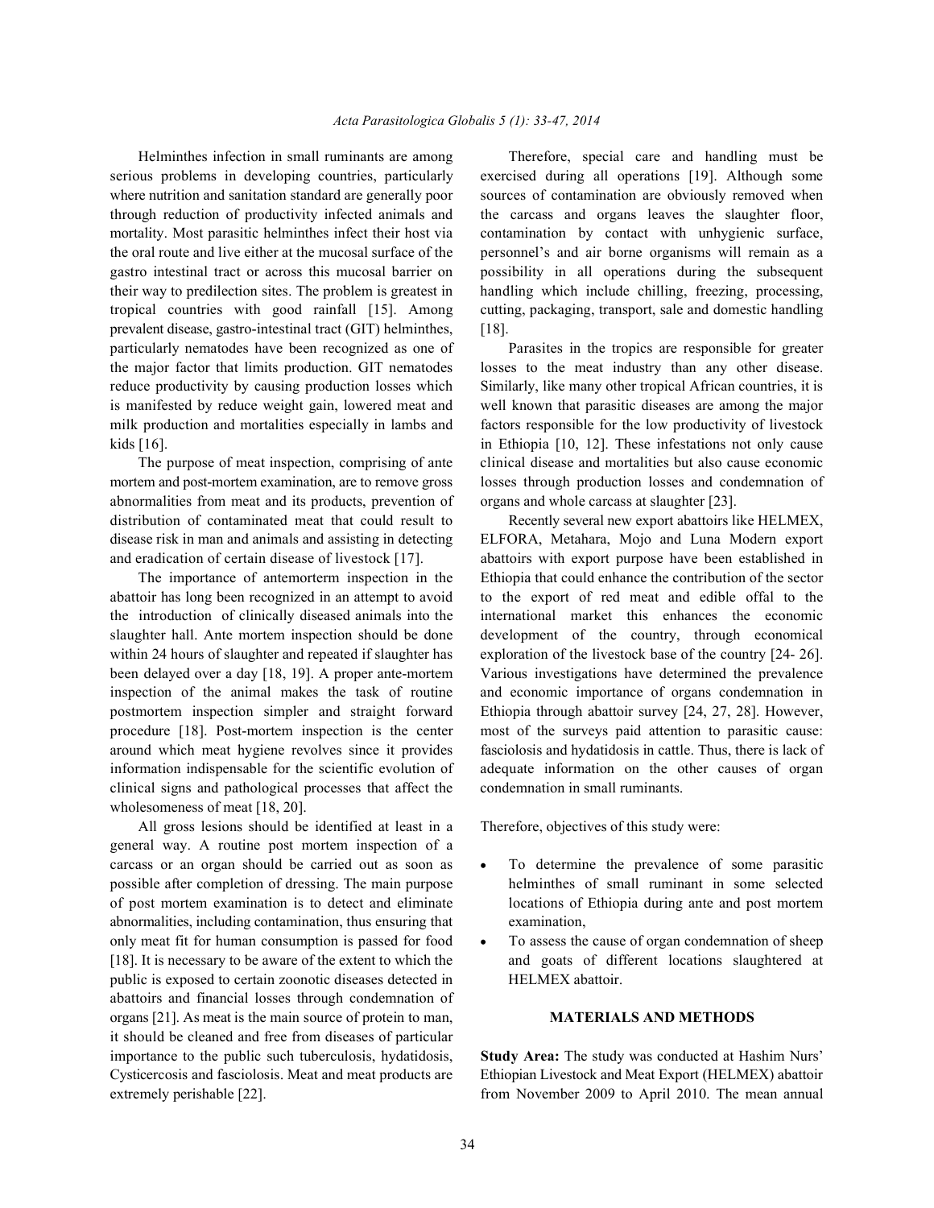Helminthes infection in small ruminants are among serious problems in developing countries, particularly where nutrition and sanitation standard are generally poor through reduction of productivity infected animals and mortality. Most parasitic helminthes infect their host via the oral route and live either at the mucosal surface of the gastro intestinal tract or across this mucosal barrier on their way to predilection sites. The problem is greatest in tropical countries with good rainfall [15]. Among prevalent disease, gastro-intestinal tract (GIT) helminthes, particularly nematodes have been recognized as one of the major factor that limits production. GIT nematodes reduce productivity by causing production losses which is manifested by reduce weight gain, lowered meat and milk production and mortalities especially in lambs and kids [16].

The purpose of meat inspection, comprising of ante mortem and post-mortem examination, are to remove gross abnormalities from meat and its products, prevention of distribution of contaminated meat that could result to disease risk in man and animals and assisting in detecting and eradication of certain disease of livestock [17].

The importance of antemorterm inspection in the abattoir has long been recognized in an attempt to avoid the introduction of clinically diseased animals into the slaughter hall. Ante mortem inspection should be done within 24 hours of slaughter and repeated if slaughter has been delayed over a day [18, 19]. A proper ante-mortem inspection of the animal makes the task of routine postmortem inspection simpler and straight forward procedure [18]. Post-mortem inspection is the center around which meat hygiene revolves since it provides information indispensable for the scientific evolution of clinical signs and pathological processes that affect the wholesomeness of meat [18, 20].

All gross lesions should be identified at least in a general way. A routine post mortem inspection of a carcass or an organ should be carried out as soon as possible after completion of dressing. The main purpose of post mortem examination is to detect and eliminate abnormalities, including contamination, thus ensuring that only meat fit for human consumption is passed for food [18]. It is necessary to be aware of the extent to which the public is exposed to certain zoonotic diseases detected in abattoirs and financial losses through condemnation of organs [21]. As meat is the main source of protein to man, it should be cleaned and free from diseases of particular importance to the public such tuberculosis, hydatidosis, Cysticercosis and fasciolosis. Meat and meat products are extremely perishable [22].

Therefore, special care and handling must be exercised during all operations [19]. Although some sources of contamination are obviously removed when the carcass and organs leaves the slaughter floor, contamination by contact with unhygienic surface, personnel's and air borne organisms will remain as a possibility in all operations during the subsequent handling which include chilling, freezing, processing, cutting, packaging, transport, sale and domestic handling [18].

Parasites in the tropics are responsible for greater losses to the meat industry than any other disease. Similarly, like many other tropical African countries, it is well known that parasitic diseases are among the major factors responsible for the low productivity of livestock in Ethiopia [10, 12]. These infestations not only cause clinical disease and mortalities but also cause economic losses through production losses and condemnation of organs and whole carcass at slaughter [23].

Recently several new export abattoirs like HELMEX, ELFORA, Metahara, Mojo and Luna Modern export abattoirs with export purpose have been established in Ethiopia that could enhance the contribution of the sector to the export of red meat and edible offal to the international market this enhances the economic development of the country, through economical exploration of the livestock base of the country [24- 26]. Various investigations have determined the prevalence and economic importance of organs condemnation in Ethiopia through abattoir survey [24, 27, 28]. However, most of the surveys paid attention to parasitic cause: fasciolosis and hydatidosis in cattle. Thus, there is lack of adequate information on the other causes of organ condemnation in small ruminants.

Therefore, objectives of this study were:

- To determine the prevalence of some parasitic helminthes of small ruminant in some selected locations of Ethiopia during ante and post mortem examination,
- To assess the cause of organ condemnation of sheep and goats of different locations slaughtered at HELMEX abattoir.

## MATERIALS AND METHODS

**Study Area:** The study was conducted at Hashim Nurs' Ethiopian Livestock and Meat Export (HELMEX) abattoir from November 2009 to April 2010. The mean annual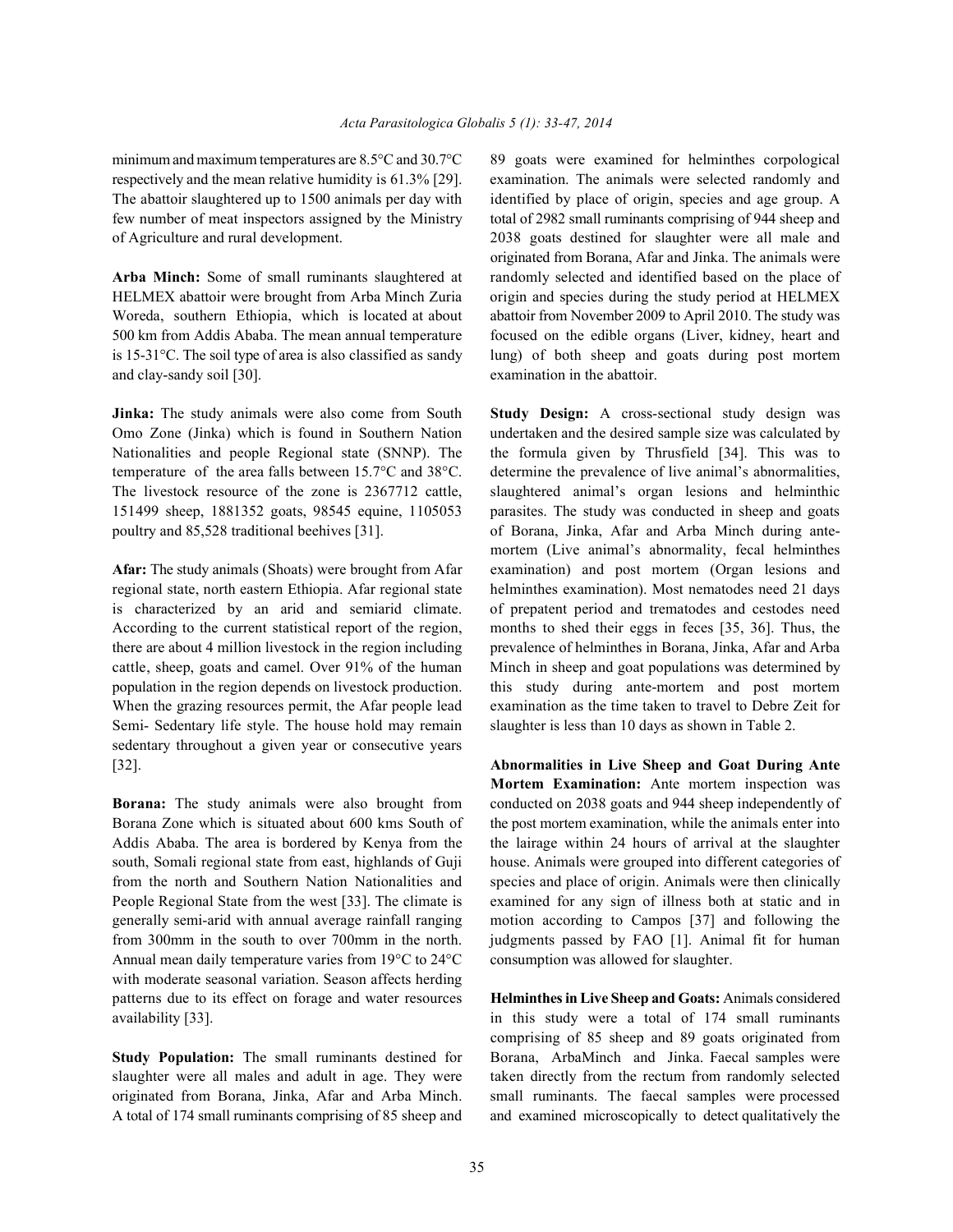minimum and maximum temperatures are 8.5°C and 30.7°C respectively and the mean relative humidity is 61.3% [29]. The abattoir slaughtered up to 1500 animals per day with few number of meat inspectors assigned by the Ministry of Agriculture and rural development.

**Arba Minch:** Some of small ruminants slaughtered at HELMEX abattoir were brought from Arba Minch Zuria Woreda, southern Ethiopia, which is located at about 500 km from Addis Ababa. The mean annual temperature is 15-31°C. The soil type of area is also classified as sandy and clay-sandy soil [30].

**Jinka:** The study animals were also come from South Omo Zone (Jinka) which is found in Southern Nation Nationalities and people Regional state (SNNP). The temperature of the area falls between 15.7°C and 38°C. The livestock resource of the zone is 2367712 cattle, 151499 sheep, 1881352 goats, 98545 equine, 1105053 poultry and 85,528 traditional beehives [31].

**Afar:** The study animals (Shoats) were brought from Afar regional state, north eastern Ethiopia. Afar regional state is characterized by an arid and semiarid climate. According to the current statistical report of the region, there are about 4 million livestock in the region including cattle, sheep, goats and camel. Over 91% of the human population in the region depends on livestock production. When the grazing resources permit, the Afar people lead Semi- Sedentary life style. The house hold may remain sedentary throughout a given year or consecutive years [32].

**Borana:** The study animals were also brought from Borana Zone which is situated about 600 kms South of Addis Ababa. The area is bordered by Kenya from the south, Somali regional state from east, highlands of Guji from the north and Southern Nation Nationalities and People Regional State from the west [33]. The climate is generally semi-arid with annual average rainfall ranging from 300mm in the south to over 700mm in the north. Annual mean daily temperature varies from 19°C to 24°C with moderate seasonal variation. Season affects herding patterns due to its effect on forage and water resources availability [33].

**Study Population:** The small ruminants destined for slaughter were all males and adult in age. They were originated from Borana, Jinka, Afar and Arba Minch. A total of 174 small ruminants comprising of 85 sheep and 89 goats were examined for helminthes corpological examination. The animals were selected randomly and identified by place of origin, species and age group. A total of 2982 small ruminants comprising of 944 sheep and 2038 goats destined for slaughter were all male and originated from Borana, Afar and Jinka. The animals were randomly selected and identified based on the place of origin and species during the study period at HELMEX abattoir from November 2009 to April 2010. The study was focused on the edible organs (Liver, kidney, heart and lung) of both sheep and goats during post mortem examination in the abattoir.

**Study Design:** A cross-sectional study design was undertaken and the desired sample size was calculated by the formula given by Thrusfield [34]. This was to determine the prevalence of live animal's abnormalities, slaughtered animal's organ lesions and helminthic parasites. The study was conducted in sheep and goats of Borana, Jinka, Afar and Arba Minch during ante-mortem (Live animal's abnormality, fecal helminthes examination) and post mortem (Organ lesions and helminthes examination). Most nematodes need 21 days of prepatent period and trematodes and cestodes need months to shed their eggs in feces [35, 36]. Thus, the prevalence of helminthes in Borana, Jinka, Afar and Arba Minch in sheep and goat populations was determined by this study during ante-mortem and post mortem examination as the time taken to travel to Debre Zeit for slaughter is less than 10 days as shown in Table 2.

**Abnormalities in Live Sheep and Goat During Ante Mortem Examination:** Ante mortem inspection was conducted on 2038 goats and 944 sheep independently of the post mortem examination, while the animals enter into the lairage within 24 hours of arrival at the slaughter house. Animals were grouped into different categories of species and place of origin. Animals were then clinically examined for any sign of illness both at static and in motion according to Campos [37] and following the judgments passed by FAO [1]. Animal fit for human consumption was allowed for slaughter.

**Helminthes in Live Sheep and Goats:** Animals considered in this study were a total of 174 small ruminants comprising of 85 sheep and 89 goats originated from Borana, ArbaMinch and Jinka. Faecal samples were taken directly from the rectum from randomly selected small ruminants. The faecal samples were processed and examined microscopically to detect qualitatively the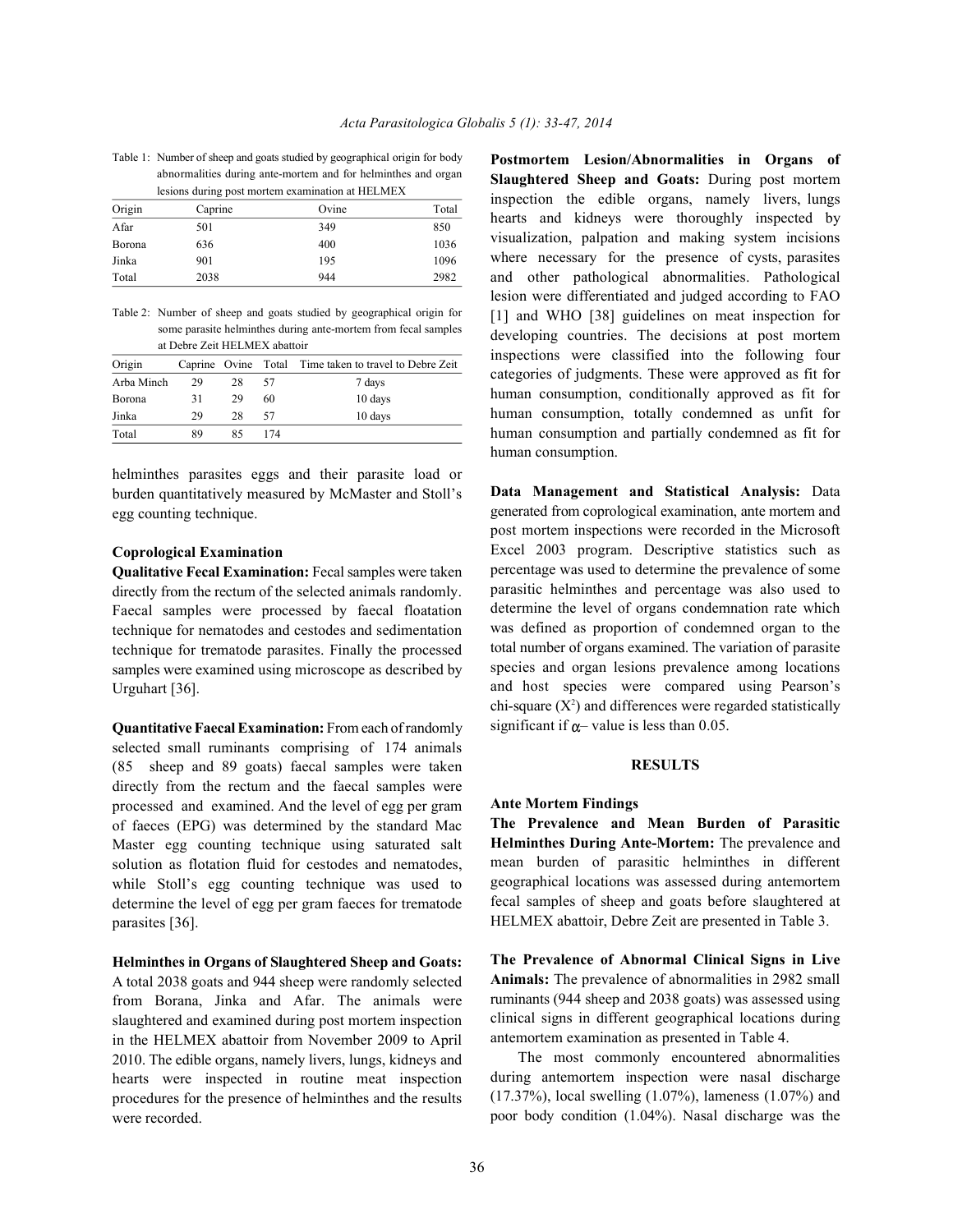Table 1: Number of sheep and goats studied by geographical origin for body abnormalities during ante-mortem and for helminthes and organ lesions during post mortem examination at HELMEX

| Origin | Caprine | Ovine | Total |
|---|---|---|---|
| Afar | 501 | 349 | 850 |
| Borona | 636 | 400 | 1036 |
| Jinka | 901 | 195 | 1096 |
| Total | 2038 | 944 | 2982 |

Table 2: Number of sheep and goats studied by geographical origin for some parasite helminthes during ante-mortem from fecal samples at Debre Zeit HELMEX abattoir

| Origin | Caprine | Ovine | Total | Time taken to travel to Debre Zeit |
|---|---|---|---|---|
| Arba Minch | 29 | 28 | 57 | 7 days |
| Borona | 31 | 29 | 60 | 10 days |
| Jinka | 29 | 28 | 57 | 10 days |
| Total | 89 | 85 | 174 | |

helminthes parasites eggs and their parasite load or burden quantitatively measured by McMaster and Stoll's egg counting technique.

### Coprological Examination

**Qualitative Fecal Examination:** Fecal samples were taken directly from the rectum of the selected animals randomly. Faecal samples were processed by faecal floatation technique for nematodes and cestodes and sedimentation technique for trematode parasites. Finally the processed samples were examined using microscope as described by Urguhart [36].

**Quantitative Faecal Examination:** From each of randomly selected small ruminants comprising of 174 animals (85 sheep and 89 goats) faecal samples were taken directly from the rectum and the faecal samples were processed and examined. And the level of egg per gram of faeces (EPG) was determined by the standard Mac Master egg counting technique using saturated salt solution as flotation fluid for cestodes and nematodes, while Stoll's egg counting technique was used to determine the level of egg per gram faeces for trematode parasites [36].

**Helminthes in Organs of Slaughtered Sheep and Goats:** A total 2038 goats and 944 sheep were randomly selected from Borana, Jinka and Afar. The animals were slaughtered and examined during post mortem inspection in the HELMEX abattoir from November 2009 to April 2010. The edible organs, namely livers, lungs, kidneys and hearts were inspected in routine meat inspection procedures for the presence of helminthes and the results were recorded.

**Postmortem Lesion/Abnormalities in Organs of Slaughtered Sheep and Goats:** During post mortem inspection the edible organs, namely livers, lungs hearts and kidneys were thoroughly inspected by visualization, palpation and making system incisions where necessary for the presence of cysts, parasites and other pathological abnormalities. Pathological lesion were differentiated and judged according to FAO [1] and WHO [38] guidelines on meat inspection for developing countries. The decisions at post mortem inspections were classified into the following four categories of judgments. These were approved as fit for human consumption, conditionally approved as fit for human consumption, totally condemned as unfit for human consumption and partially condemned as fit for human consumption.

**Data Management and Statistical Analysis:** Data generated from coprological examination, ante mortem and post mortem inspections were recorded in the Microsoft Excel 2003 program. Descriptive statistics such as percentage was used to determine the prevalence of some parasitic helminthes and percentage was also used to determine the level of organs condemnation rate which was defined as proportion of condemned organ to the total number of organs examined. The variation of parasite species and organ lesions prevalence among locations and host species were compared using Pearson's chi-square ($X^2$) and differences were regarded statistically significant if $\alpha$– value is less than 0.05.

## RESULTS

### Ante Mortem Findings

**The Prevalence and Mean Burden of Parasitic Helminthes During Ante-Mortem:** The prevalence and mean burden of parasitic helminthes in different geographical locations was assessed during antemortem fecal samples of sheep and goats before slaughtered at HELMEX abattoir, Debre Zeit are presented in Table 3.

**The Prevalence of Abnormal Clinical Signs in Live Animals:** The prevalence of abnormalities in 2982 small ruminants (944 sheep and 2038 goats) was assessed using clinical signs in different geographical locations during antemortem examination as presented in Table 4.

The most commonly encountered abnormalities during antemortem inspection were nasal discharge (17.37%), local swelling (1.07%), lameness (1.07%) and poor body condition (1.04%). Nasal discharge was the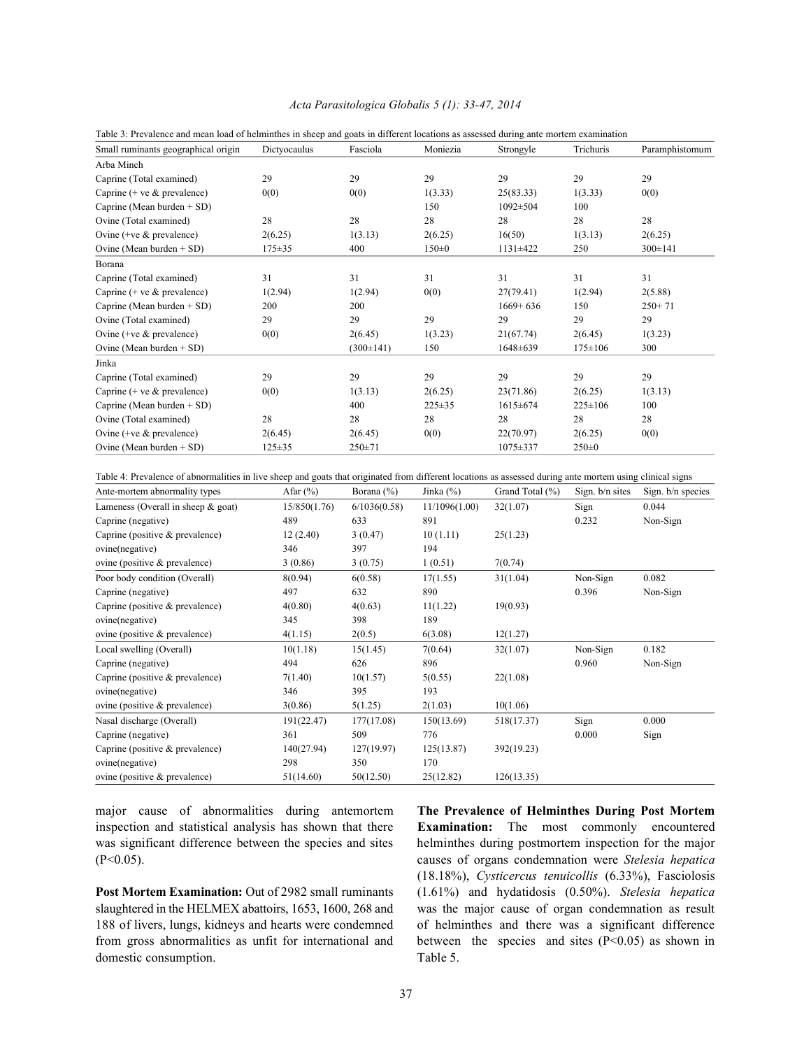Table 3: Prevalence and mean load of helminthes in sheep and goats in different locations as assessed during ante mortem examination

| Small ruminants geographical origin | Dictyocaulus | Fasciola | Moniezia | Strongyle | Trichuris | Paramphistomum |
|---|---|---|---|---|---|---|
| Arba Minch | | | | | | |
| Caprine (Total examined) | 29 | 29 | 29 | 29 | 29 | 29 |
| Caprine (+ ve & prevalence) | 0(0) | 0(0) | 1(3.33) | 25(83.33) | 1(3.33) | 0(0) |
| Caprine (Mean burden + SD) | | | 150 | 1092±504 | 100 | |
| Ovine (Total examined) | 28 | 28 | 28 | 28 | 28 | 28 |
| Ovine (+ve & prevalence) | 2(6.25) | 1(3.13) | 2(6.25) | 16(50) | 1(3.13) | 2(6.25) |
| Ovine (Mean burden + SD) | 175±35 | 400 | 150±0 | 1131±422 | 250 | 300±141 |
| Borana | | | | | | |
| Caprine (Total examined) | 31 | 31 | 31 | 31 | 31 | 31 |
| Caprine (+ ve & prevalence) | 1(2.94) | 1(2.94) | 0(0) | 27(79.41) | 1(2.94) | 2(5.88) |
| Caprine (Mean burden + SD) | 200 | 200 | | 1669+ 636 | 150 | 250+ 71 |
| Ovine (Total examined) | 29 | 29 | 29 | 29 | 29 | 29 |
| Ovine (+ve & prevalence) | 0(0) | 2(6.45) | 1(3.23) | 21(67.74) | 2(6.45) | 1(3.23) |
| Ovine (Mean burden + SD) | | (300±141) | 150 | 1648±639 | 175±106 | 300 |
| Jinka | | | | | | |
| Caprine (Total examined) | 29 | 29 | 29 | 29 | 29 | 29 |
| Caprine (+ ve & prevalence) | 0(0) | 1(3.13) | 2(6.25) | 23(71.86) | 2(6.25) | 1(3.13) |
| Caprine (Mean burden + SD) | | 400 | 225±35 | 1615±674 | 225±106 | 100 |
| Ovine (Total examined) | 28 | 28 | 28 | 28 | 28 | 28 |
| Ovine (+ve & prevalence) | 2(6.45) | 2(6.45) | 0(0) | 22(70.97) | 2(6.25) | 0(0) |
| Ovine (Mean burden + SD) | 125±35 | 250±71 | | 1075±337 | 250±0 | |

Table 4: Prevalence of abnormalities in live sheep and goats that originated from different locations as assessed during ante mortem using clinical signs

| Ante-mortem abnormality types | Afar (%) | Borana (%) | Jinka (%) | Grand Total (%) | Sign. b/n sites | Sign. b/n species |
|---|---|---|---|---|---|---|
| Lameness (Overall in sheep & goat) | 15/850(1.76) | 6/1036(0.58) | 11/1096(1.00) | 32(1.07) | Sign | 0.044 |
| Caprine (negative) | 489 | 633 | 891 | | 0.232 | Non-Sign |
| Caprine (positive & prevalence) | 12 (2.40) | 3 (0.47) | 10 (1.11) | 25(1.23) | | |
| ovine(negative) | 346 | 397 | 194 | | | |
| ovine (positive & prevalence) | 3 (0.86) | 3 (0.75) | 1 (0.51) | 7(0.74) | | |
| Poor body condition (Overall) | 8(0.94) | 6(0.58) | 17(1.55) | 31(1.04) | Non-Sign | 0.082 |
| Caprine (negative) | 497 | 632 | 890 | | 0.396 | Non-Sign |
| Caprine (positive & prevalence) | 4(0.80) | 4(0.63) | 11(1.22) | 19(0.93) | | |
| ovine(negative) | 345 | 398 | 189 | | | |
| ovine (positive & prevalence) | 4(1.15) | 2(0.5) | 6(3.08) | 12(1.27) | | |
| Local swelling (Overall) | 10(1.18) | 15(1.45) | 7(0.64) | 32(1.07) | Non-Sign | 0.182 |
| Caprine (negative) | 494 | 626 | 896 | | 0.960 | Non-Sign |
| Caprine (positive & prevalence) | 7(1.40) | 10(1.57) | 5(0.55) | 22(1.08) | | |
| ovine(negative) | 346 | 395 | 193 | | | |
| ovine (positive & prevalence) | 3(0.86) | 5(1.25) | 2(1.03) | 10(1.06) | | |
| Nasal discharge (Overall) | 191(22.47) | 177(17.08) | 150(13.69) | 518(17.37) | Sign | 0.000 |
| Caprine (negative) | 361 | 509 | 776 | | 0.000 | Sign |
| Caprine (positive & prevalence) | 140(27.94) | 127(19.97) | 125(13.87) | 392(19.23) | | |
| ovine(negative) | 298 | 350 | 170 | | | |
| ovine (positive & prevalence) | 51(14.60) | 50(12.50) | 25(12.82) | 126(13.35) | | |

major cause of abnormalities during antemortem inspection and statistical analysis has shown that there was significant difference between the species and sites (P<0.05).

**Post Mortem Examination:** Out of 2982 small ruminants slaughtered in the HELMEX abattoirs, 1653, 1600, 268 and 188 of livers, lungs, kidneys and hearts were condemned from gross abnormalities as unfit for international and domestic consumption.

**The Prevalence of Helminthes During Post Mortem Examination:** The most commonly encountered helminthes during postmortem inspection for the major causes of organs condemnation were *Stelesia hepatica* (18.18%), *Cysticercus tenuicollis* (6.33%), Fasciolosis (1.61%) and hydatidosis (0.50%). *Stelesia hepatica* was the major cause of organ condemnation as result of helminthes and there was a significant difference between the species and sites (P<0.05) as shown in Table 5.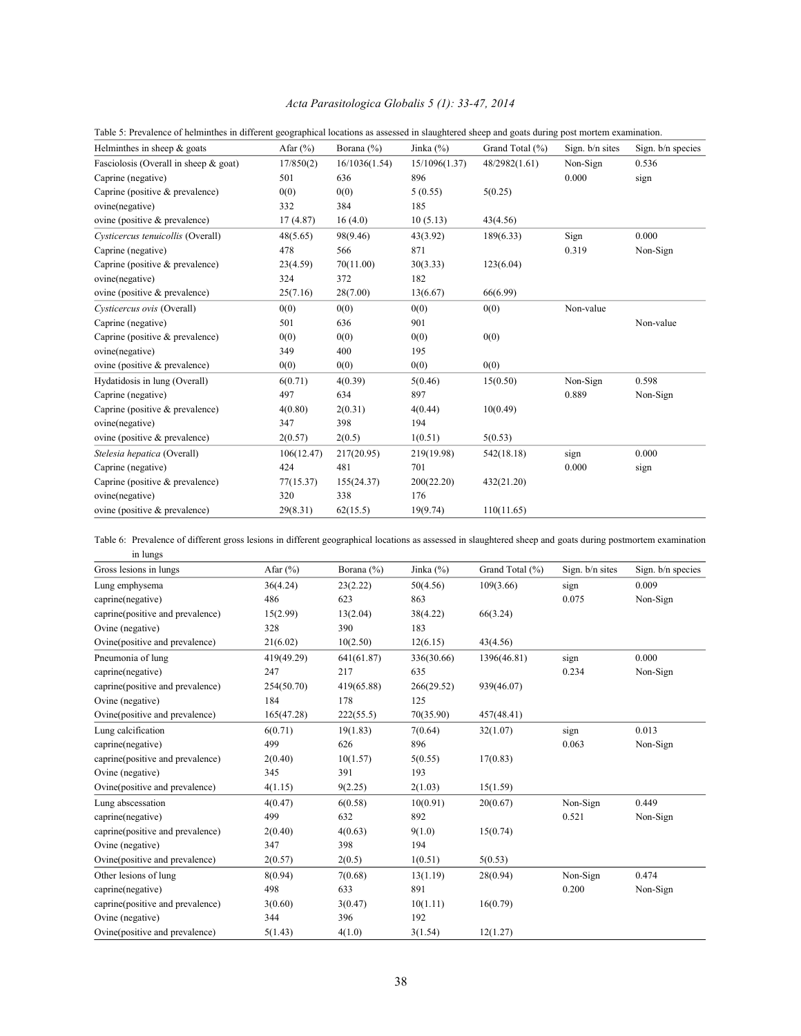Table 5: Prevalence of helminthes in different geographical locations as assessed in slaughtered sheep and goats during post mortem examination.

| Helminthes in sheep & goats | Afar (%) | Borana (%) | Jinka (%) | Grand Total (%) | Sign. b/n sites | Sign. b/n species |
|---|---|---|---|---|---|---|
| Fasciolosis (Overall in sheep & goat) | 17/850(2) | 16/1036(1.54) | 15/1096(1.37) | 48/2982(1.61) | Non-Sign | 0.536 |
| Caprine (negative) | 501 | 636 | 896 | | 0.000 | sign |
| Caprine (positive & prevalence) | 0(0) | 0(0) | 5 (0.55) | 5(0.25) | | |
| ovine(negative) | 332 | 384 | 185 | | | |
| ovine (positive & prevalence) | 17 (4.87) | 16 (4.0) | 10 (5.13) | 43(4.56) | | |
| *Cysticercus tenuicollis* (Overall) | 48(5.65) | 98(9.46) | 43(3.92) | 189(6.33) | Sign | 0.000 |
| Caprine (negative) | 478 | 566 | 871 | | 0.319 | Non-Sign |
| Caprine (positive & prevalence) | 23(4.59) | 70(11.00) | 30(3.33) | 123(6.04) | | |
| ovine(negative) | 324 | 372 | 182 | | | |
| ovine (positive & prevalence) | 25(7.16) | 28(7.00) | 13(6.67) | 66(6.99) | | |
| *Cysticercus ovis* (Overall) | 0(0) | 0(0) | 0(0) | 0(0) | Non-value | |
| Caprine (negative) | 501 | 636 | 901 | | | Non-value |
| Caprine (positive & prevalence) | 0(0) | 0(0) | 0(0) | 0(0) | | |
| ovine(negative) | 349 | 400 | 195 | | | |
| ovine (positive & prevalence) | 0(0) | 0(0) | 0(0) | 0(0) | | |
| Hydatidosis in lung (Overall) | 6(0.71) | 4(0.39) | 5(0.46) | 15(0.50) | Non-Sign | 0.598 |
| Caprine (negative) | 497 | 634 | 897 | | 0.889 | Non-Sign |
| Caprine (positive & prevalence) | 4(0.80) | 2(0.31) | 4(0.44) | 10(0.49) | | |
| ovine(negative) | 347 | 398 | 194 | | | |
| ovine (positive & prevalence) | 2(0.57) | 2(0.5) | 1(0.51) | 5(0.53) | | |
| *Stelesia hepatica* (Overall) | 106(12.47) | 217(20.95) | 219(19.98) | 542(18.18) | sign | 0.000 |
| Caprine (negative) | 424 | 481 | 701 | | 0.000 | sign |
| Caprine (positive & prevalence) | 77(15.37) | 155(24.37) | 200(22.20) | 432(21.20) | | |
| ovine(negative) | 320 | 338 | 176 | | | |
| ovine (positive & prevalence) | 29(8.31) | 62(15.5) | 19(9.74) | 110(11.65) | | |

Table 6: Prevalence of different gross lesions in different geographical locations as assessed in slaughtered sheep and goats during postmortem examination in lungs

| Gross lesions in lungs | Afar (%) | Borana (%) | Jinka (%) | Grand Total (%) | Sign. b/n sites | Sign. b/n species |
|---|---|---|---|---|---|---|
| Lung emphysema | 36(4.24) | 23(2.22) | 50(4.56) | 109(3.66) | sign | 0.009 |
| caprine(negative) | 486 | 623 | 863 | | 0.075 | Non-Sign |
| caprine(positive and prevalence) | 15(2.99) | 13(2.04) | 38(4.22) | 66(3.24) | | |
| Ovine (negative) | 328 | 390 | 183 | | | |
| Ovine(positive and prevalence) | 21(6.02) | 10(2.50) | 12(6.15) | 43(4.56) | | |
| Pneumonia of lung | 419(49.29) | 641(61.87) | 336(30.66) | 1396(46.81) | sign | 0.000 |
| caprine(negative) | 247 | 217 | 635 | | 0.234 | Non-Sign |
| caprine(positive and prevalence) | 254(50.70) | 419(65.88) | 266(29.52) | 939(46.07) | | |
| Ovine (negative) | 184 | 178 | 125 | | | |
| Ovine(positive and prevalence) | 165(47.28) | 222(55.5) | 70(35.90) | 457(48.41) | | |
| Lung calcification | 6(0.71) | 19(1.83) | 7(0.64) | 32(1.07) | sign | 0.013 |
| caprine(negative) | 499 | 626 | 896 | | 0.063 | Non-Sign |
| caprine(positive and prevalence) | 2(0.40) | 10(1.57) | 5(0.55) | 17(0.83) | | |
| Ovine (negative) | 345 | 391 | 193 | | | |
| Ovine(positive and prevalence) | 4(1.15) | 9(2.25) | 2(1.03) | 15(1.59) | | |
| Lung abscessation | 4(0.47) | 6(0.58) | 10(0.91) | 20(0.67) | Non-Sign | 0.449 |
| caprine(negative) | 499 | 632 | 892 | | 0.521 | Non-Sign |
| caprine(positive and prevalence) | 2(0.40) | 4(0.63) | 9(1.0) | 15(0.74) | | |
| Ovine (negative) | 347 | 398 | 194 | | | |
| Ovine(positive and prevalence) | 2(0.57) | 2(0.5) | 1(0.51) | 5(0.53) | | |
| Other lesions of lung | 8(0.94) | 7(0.68) | 13(1.19) | 28(0.94) | Non-Sign | 0.474 |
| caprine(negative) | 498 | 633 | 891 | | 0.200 | Non-Sign |
| caprine(positive and prevalence) | 3(0.60) | 3(0.47) | 10(1.11) | 16(0.79) | | |
| Ovine (negative) | 344 | 396 | 192 | | | |
| Ovine(positive and prevalence) | 5(1.43) | 4(1.0) | 3(1.54) | 12(1.27) | | |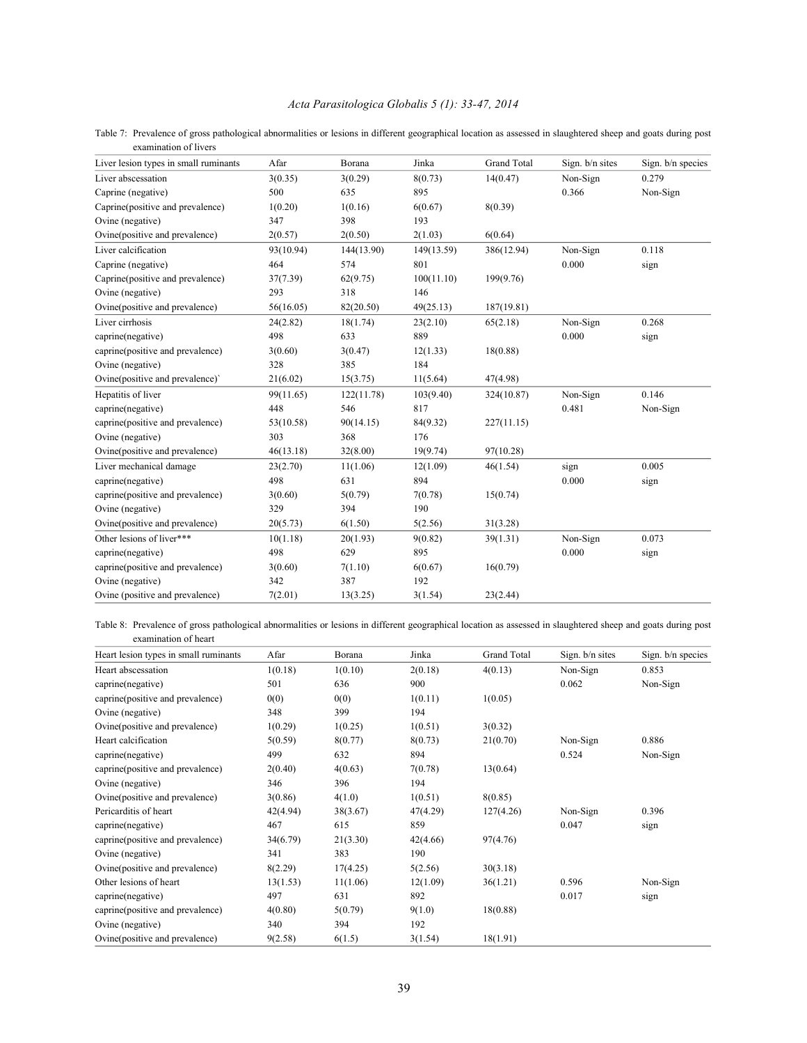Table 7: Prevalence of gross pathological abnormalities or lesions in different geographical location as assessed in slaughtered sheep and goats during post examination of livers

| Liver lesion types in small ruminants | Afar | Borana | Jinka | Grand Total | Sign. b/n sites | Sign. b/n species |
|---|---|---|---|---|---|---|
| Liver abscessation | 3(0.35) | 3(0.29) | 8(0.73) | 14(0.47) | Non-Sign | 0.279 |
| Caprine (negative) | 500 | 635 | 895 | | 0.366 | Non-Sign |
| Caprine(positive and prevalence) | 1(0.20) | 1(0.16) | 6(0.67) | 8(0.39) | | |
| Ovine (negative) | 347 | 398 | 193 | | | |
| Ovine(positive and prevalence) | 2(0.57) | 2(0.50) | 2(1.03) | 6(0.64) | | |
| Liver calcification | 93(10.94) | 144(13.90) | 149(13.59) | 386(12.94) | Non-Sign | 0.118 |
| Caprine (negative) | 464 | 574 | 801 | | 0.000 | sign |
| Caprine(positive and prevalence) | 37(7.39) | 62(9.75) | 100(11.10) | 199(9.76) | | |
| Ovine (negative) | 293 | 318 | 146 | | | |
| Ovine(positive and prevalence) | 56(16.05) | 82(20.50) | 49(25.13) | 187(19.81) | | |
| Liver cirrhosis | 24(2.82) | 18(1.74) | 23(2.10) | 65(2.18) | Non-Sign | 0.268 |
| caprine(negative) | 498 | 633 | 889 | | 0.000 | sign |
| caprine(positive and prevalence) | 3(0.60) | 3(0.47) | 12(1.33) | 18(0.88) | | |
| Ovine (negative) | 328 | 385 | 184 | | | |
| Ovine(positive and prevalence)` | 21(6.02) | 15(3.75) | 11(5.64) | 47(4.98) | | |
| Hepatitis of liver | 99(11.65) | 122(11.78) | 103(9.40) | 324(10.87) | Non-Sign | 0.146 |
| caprine(negative) | 448 | 546 | 817 | | 0.481 | Non-Sign |
| caprine(positive and prevalence) | 53(10.58) | 90(14.15) | 84(9.32) | 227(11.15) | | |
| Ovine (negative) | 303 | 368 | 176 | | | |
| Ovine(positive and prevalence) | 46(13.18) | 32(8.00) | 19(9.74) | 97(10.28) | | |
| Liver mechanical damage | 23(2.70) | 11(1.06) | 12(1.09) | 46(1.54) | sign | 0.005 |
| caprine(negative) | 498 | 631 | 894 | | 0.000 | sign |
| caprine(positive and prevalence) | 3(0.60) | 5(0.79) | 7(0.78) | 15(0.74) | | |
| Ovine (negative) | 329 | 394 | 190 | | | |
| Ovine(positive and prevalence) | 20(5.73) | 6(1.50) | 5(2.56) | 31(3.28) | | |
| Other lesions of liver*** | 10(1.18) | 20(1.93) | 9(0.82) | 39(1.31) | Non-Sign | 0.073 |
| caprine(negative) | 498 | 629 | 895 | | 0.000 | sign |
| caprine(positive and prevalence) | 3(0.60) | 7(1.10) | 6(0.67) | 16(0.79) | | |
| Ovine (negative) | 342 | 387 | 192 | | | |
| Ovine (positive and prevalence) | 7(2.01) | 13(3.25) | 3(1.54) | 23(2.44) | | |

Table 8: Prevalence of gross pathological abnormalities or lesions in different geographical location as assessed in slaughtered sheep and goats during post examination of heart

| Heart lesion types in small ruminants | Afar | Borana | Jinka | Grand Total | Sign. b/n sites | Sign. b/n species |
|---|---|---|---|---|---|---|
| Heart abscessation | 1(0.18) | 1(0.10) | 2(0.18) | 4(0.13) | Non-Sign | 0.853 |
| caprine(negative) | 501 | 636 | 900 | | 0.062 | Non-Sign |
| caprine(positive and prevalence) | 0(0) | 0(0) | 1(0.11) | 1(0.05) | | |
| Ovine (negative) | 348 | 399 | 194 | | | |
| Ovine(positive and prevalence) | 1(0.29) | 1(0.25) | 1(0.51) | 3(0.32) | | |
| Heart calcification | 5(0.59) | 8(0.77) | 8(0.73) | 21(0.70) | Non-Sign | 0.886 |
| caprine(negative) | 499 | 632 | 894 | | 0.524 | Non-Sign |
| caprine(positive and prevalence) | 2(0.40) | 4(0.63) | 7(0.78) | 13(0.64) | | |
| Ovine (negative) | 346 | 396 | 194 | | | |
| Ovine(positive and prevalence) | 3(0.86) | 4(1.0) | 1(0.51) | 8(0.85) | | |
| Pericarditis of heart | 42(4.94) | 38(3.67) | 47(4.29) | 127(4.26) | Non-Sign | 0.396 |
| caprine(negative) | 467 | 615 | 859 | | 0.047 | sign |
| caprine(positive and prevalence) | 34(6.79) | 21(3.30) | 42(4.66) | 97(4.76) | | |
| Ovine (negative) | 341 | 383 | 190 | | | |
| Ovine(positive and prevalence) | 8(2.29) | 17(4.25) | 5(2.56) | 30(3.18) | | |
| Other lesions of heart | 13(1.53) | 11(1.06) | 12(1.09) | 36(1.21) | 0.596 | Non-Sign |
| caprine(negative) | 497 | 631 | 892 | | 0.017 | sign |
| caprine(positive and prevalence) | 4(0.80) | 5(0.79) | 9(1.0) | 18(0.88) | | |
| Ovine (negative) | 340 | 394 | 192 | | | |
| Ovine(positive and prevalence) | 9(2.58) | 6(1.5) | 3(1.54) | 18(1.91) | | |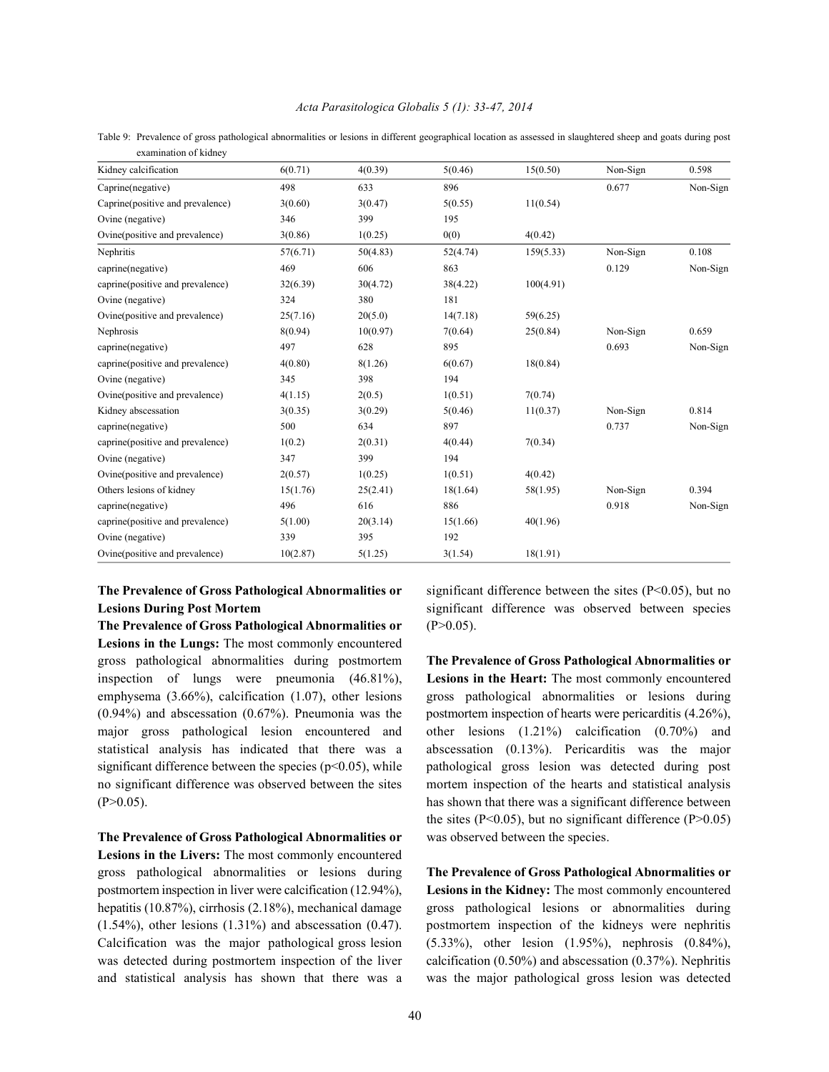Table 9: Prevalence of gross pathological abnormalities or lesions in different geographical location as assessed in slaughtered sheep and goats during post examination of kidney

| | | | | | | |
|---|---|---|---|---|---|---|
| Kidney calcification | 6(0.71) | 4(0.39) | 5(0.46) | 15(0.50) | Non-Sign | 0.598 |
| Caprine(negative) | 498 | 633 | 896 | | 0.677 | Non-Sign |
| Caprine(positive and prevalence) | 3(0.60) | 3(0.47) | 5(0.55) | 11(0.54) | | |
| Ovine (negative) | 346 | 399 | 195 | | | |
| Ovine(positive and prevalence) | 3(0.86) | 1(0.25) | 0(0) | 4(0.42) | | |
| Nephritis | 57(6.71) | 50(4.83) | 52(4.74) | 159(5.33) | Non-Sign | 0.108 |
| caprine(negative) | 469 | 606 | 863 | | 0.129 | Non-Sign |
| caprine(positive and prevalence) | 32(6.39) | 30(4.72) | 38(4.22) | 100(4.91) | | |
| Ovine (negative) | 324 | 380 | 181 | | | |
| Ovine(positive and prevalence) | 25(7.16) | 20(5.0) | 14(7.18) | 59(6.25) | | |
| Nephrosis | 8(0.94) | 10(0.97) | 7(0.64) | 25(0.84) | Non-Sign | 0.659 |
| caprine(negative) | 497 | 628 | 895 | | 0.693 | Non-Sign |
| caprine(positive and prevalence) | 4(0.80) | 8(1.26) | 6(0.67) | 18(0.84) | | |
| Ovine (negative) | 345 | 398 | 194 | | | |
| Ovine(positive and prevalence) | 4(1.15) | 2(0.5) | 1(0.51) | 7(0.74) | | |
| Kidney abscessation | 3(0.35) | 3(0.29) | 5(0.46) | 11(0.37) | Non-Sign | 0.814 |
| caprine(negative) | 500 | 634 | 897 | | 0.737 | Non-Sign |
| caprine(positive and prevalence) | 1(0.2) | 2(0.31) | 4(0.44) | 7(0.34) | | |
| Ovine (negative) | 347 | 399 | 194 | | | |
| Ovine(positive and prevalence) | 2(0.57) | 1(0.25) | 1(0.51) | 4(0.42) | | |
| Others lesions of kidney | 15(1.76) | 25(2.41) | 18(1.64) | 58(1.95) | Non-Sign | 0.394 |
| caprine(negative) | 496 | 616 | 886 | | 0.918 | Non-Sign |
| caprine(positive and prevalence) | 5(1.00) | 20(3.14) | 15(1.66) | 40(1.96) | | |
| Ovine (negative) | 339 | 395 | 192 | | | |
| Ovine(positive and prevalence) | 10(2.87) | 5(1.25) | 3(1.54) | 18(1.91) | | |

**The Prevalence of Gross Pathological Abnormalities or Lesions During Post Mortem**

**The Prevalence of Gross Pathological Abnormalities or Lesions in the Lungs:** The most commonly encountered gross pathological abnormalities during postmortem inspection of lungs were pneumonia (46.81%), emphysema (3.66%), calcification (1.07), other lesions (0.94%) and abscessation (0.67%). Pneumonia was the major gross pathological lesion encountered and statistical analysis has indicated that there was a significant difference between the species ($p<0.05$), while no significant difference was observed between the sites ($P>0.05$).

**The Prevalence of Gross Pathological Abnormalities or Lesions in the Livers:** The most commonly encountered gross pathological abnormalities or lesions during postmortem inspection in liver were calcification (12.94%), hepatitis (10.87%), cirrhosis (2.18%), mechanical damage (1.54%), other lesions (1.31%) and abscessation (0.47). Calcification was the major pathological gross lesion was detected during postmortem inspection of the liver and statistical analysis has shown that there was a significant difference between the sites ($P<0.05$), but no significant difference was observed between species ($P>0.05$).

**The Prevalence of Gross Pathological Abnormalities or Lesions in the Heart:** The most commonly encountered gross pathological abnormalities or lesions during postmortem inspection of hearts were pericarditis (4.26%), other lesions (1.21%) calcification (0.70%) and abscessation (0.13%). Pericarditis was the major pathological gross lesion was detected during post mortem inspection of the hearts and statistical analysis has shown that there was a significant difference between the sites ($P<0.05$), but no significant difference ($P>0.05$) was observed between the species.

**The Prevalence of Gross Pathological Abnormalities or Lesions in the Kidney:** The most commonly encountered gross pathological lesions or abnormalities during postmortem inspection of the kidneys were nephritis (5.33%), other lesion (1.95%), nephrosis (0.84%), calcification (0.50%) and abscessation (0.37%). Nephritis was the major pathological gross lesion was detected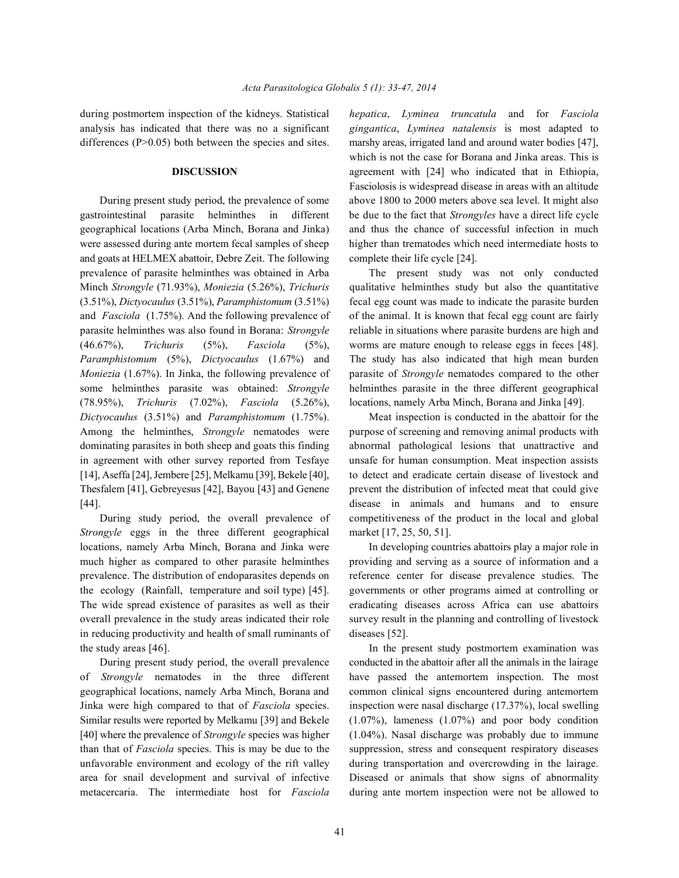during postmortem inspection of the kidneys. Statistical analysis has indicated that there was no a significant differences (P>0.05) both between the species and sites.

## DISCUSSION

During present study period, the prevalence of some gastrointestinal parasite helminthes in different geographical locations (Arba Minch, Borana and Jinka) were assessed during ante mortem fecal samples of sheep and goats at HELMEX abattoir, Debre Zeit. The following prevalence of parasite helminthes was obtained in Arba Minch *Strongyle* (71.93%), *Moniezia* (5.26%), *Trichuris* (3.51%), *Dictyocaulus* (3.51%), *Paramphistomum* (3.51%) and *Fasciola* (1.75%). And the following prevalence of parasite helminthes was also found in Borana: *Strongyle* (46.67%), *Trichuris* (5%), *Fasciola* (5%), *Paramphistomum* (5%), *Dictyocaulus* (1.67%) and *Moniezia* (1.67%). In Jinka, the following prevalence of some helminthes parasite was obtained: *Strongyle* (78.95%), *Trichuris* (7.02%), *Fasciola* (5.26%), *Dictyocaulus* (3.51%) and *Paramphistomum* (1.75%). Among the helminthes, *Strongyle* nematodes were dominating parasites in both sheep and goats this finding in agreement with other survey reported from Tesfaye [14], Aseffa [24], Jembere [25], Melkamu [39], Bekele [40], Thesfalem [41], Gebreyesus [42], Bayou [43] and Genene [44].

During study period, the overall prevalence of *Strongyle* eggs in the three different geographical locations, namely Arba Minch, Borana and Jinka were much higher as compared to other parasite helminthes prevalence. The distribution of endoparasites depends on the ecology (Rainfall, temperature and soil type) [45]. The wide spread existence of parasites as well as their overall prevalence in the study areas indicated their role in reducing productivity and health of small ruminants of the study areas [46].

During present study period, the overall prevalence of *Strongyle* nematodes in the three different geographical locations, namely Arba Minch, Borana and Jinka were high compared to that of *Fasciola* species. Similar results were reported by Melkamu [39] and Bekele [40] where the prevalence of *Strongyle* species was higher than that of *Fasciola* species. This is may be due to the unfavorable environment and ecology of the rift valley area for snail development and survival of infective metacercaria. The intermediate host for *Fasciola hepatica*, *Lyminea truncatula* and for *Fasciola gingantica*, *Lyminea natalensis* is most adapted to marshy areas, irrigated land and around water bodies [47], which is not the case for Borana and Jinka areas. This is agreement with [24] who indicated that in Ethiopia, Fasciolosis is widespread disease in areas with an altitude above 1800 to 2000 meters above sea level. It might also be due to the fact that *Strongyles* have a direct life cycle and thus the chance of successful infection in much higher than trematodes which need intermediate hosts to complete their life cycle [24].

The present study was not only conducted qualitative helminthes study but also the quantitative fecal egg count was made to indicate the parasite burden of the animal. It is known that fecal egg count are fairly reliable in situations where parasite burdens are high and worms are mature enough to release eggs in feces [48]. The study has also indicated that high mean burden parasite of *Strongyle* nematodes compared to the other helminthes parasite in the three different geographical locations, namely Arba Minch, Borana and Jinka [49].

Meat inspection is conducted in the abattoir for the purpose of screening and removing animal products with abnormal pathological lesions that unattractive and unsafe for human consumption. Meat inspection assists to detect and eradicate certain disease of livestock and prevent the distribution of infected meat that could give disease in animals and humans and to ensure competitiveness of the product in the local and global market [17, 25, 50, 51].

In developing countries abattoirs play a major role in providing and serving as a source of information and a reference center for disease prevalence studies. The governments or other programs aimed at controlling or eradicating diseases across Africa can use abattoirs survey result in the planning and controlling of livestock diseases [52].

In the present study postmortem examination was conducted in the abattoir after all the animals in the lairage have passed the antemortem inspection. The most common clinical signs encountered during antemortem inspection were nasal discharge (17.37%), local swelling (1.07%), lameness (1.07%) and poor body condition (1.04%). Nasal discharge was probably due to immune suppression, stress and consequent respiratory diseases during transportation and overcrowding in the lairage. Diseased or animals that show signs of abnormality during ante mortem inspection were not be allowed to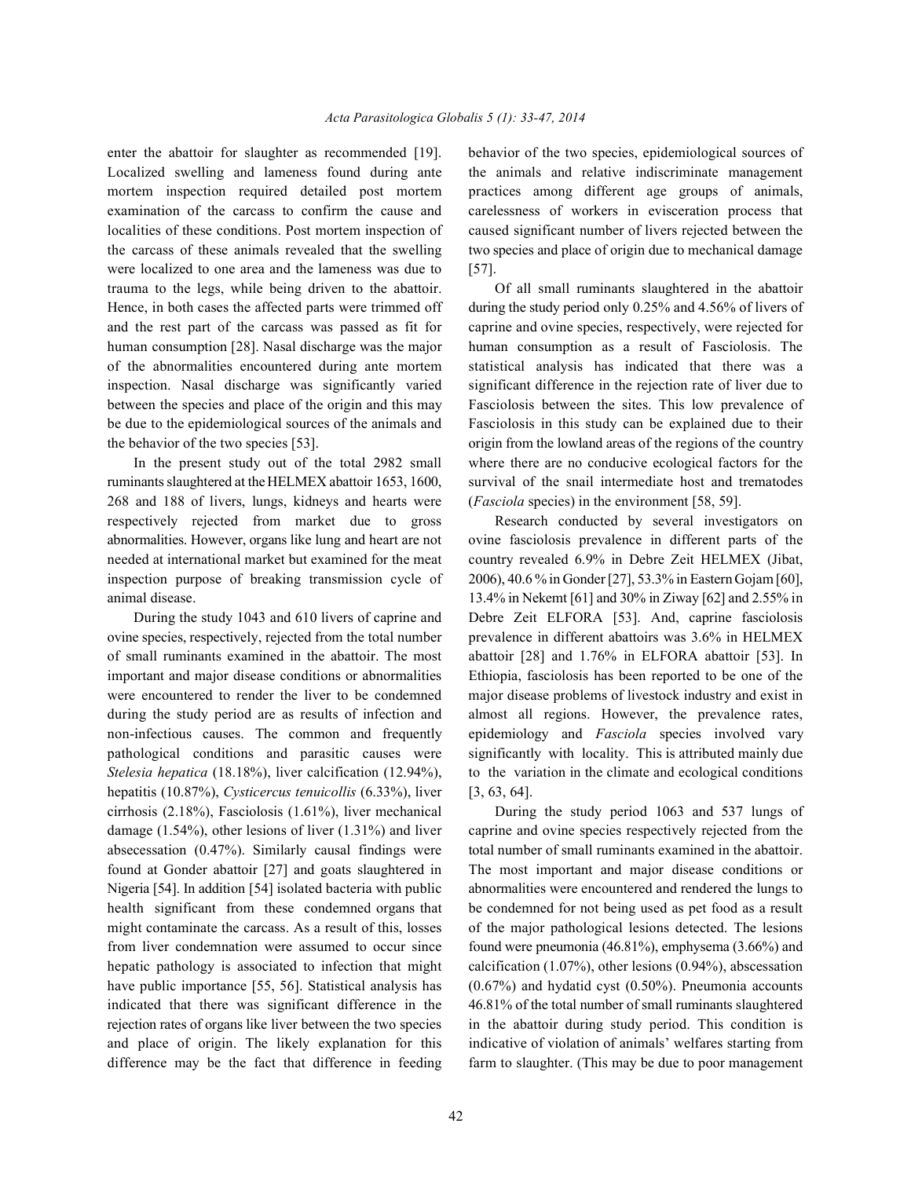enter the abattoir for slaughter as recommended [19]. Localized swelling and lameness found during ante mortem inspection required detailed post mortem examination of the carcass to confirm the cause and localities of these conditions. Post mortem inspection of the carcass of these animals revealed that the swelling were localized to one area and the lameness was due to trauma to the legs, while being driven to the abattoir. Hence, in both cases the affected parts were trimmed off and the rest part of the carcass was passed as fit for human consumption [28]. Nasal discharge was the major of the abnormalities encountered during ante mortem inspection. Nasal discharge was significantly varied between the species and place of the origin and this may be due to the epidemiological sources of the animals and the behavior of the two species [53].

In the present study out of the total 2982 small ruminants slaughtered at the HELMEX abattoir 1653, 1600, 268 and 188 of livers, lungs, kidneys and hearts were respectively rejected from market due to gross abnormalities. However, organs like lung and heart are not needed at international market but examined for the meat inspection purpose of breaking transmission cycle of animal disease.

During the study 1043 and 610 livers of caprine and ovine species, respectively, rejected from the total number of small ruminants examined in the abattoir. The most important and major disease conditions or abnormalities were encountered to render the liver to be condemned during the study period are as results of infection and non-infectious causes. The common and frequently pathological conditions and parasitic causes were *Stelesia hepatica* (18.18%), liver calcification (12.94%), hepatitis (10.87%), *Cysticercus tenuicollis* (6.33%), liver cirrhosis (2.18%), Fasciolosis (1.61%), liver mechanical damage (1.54%), other lesions of liver (1.31%) and liver absecessation (0.47%). Similarly causal findings were found at Gonder abattoir [27] and goats slaughtered in Nigeria [54]. In addition [54] isolated bacteria with public health significant from these condemned organs that might contaminate the carcass. As a result of this, losses from liver condemnation were assumed to occur since hepatic pathology is associated to infection that might have public importance [55, 56]. Statistical analysis has indicated that there was significant difference in the rejection rates of organs like liver between the two species and place of origin. The likely explanation for this difference may be the fact that difference in feeding behavior of the two species, epidemiological sources of the animals and relative indiscriminate management practices among different age groups of animals, carelessness of workers in evisceration process that caused significant number of livers rejected between the two species and place of origin due to mechanical damage [57].

Of all small ruminants slaughtered in the abattoir during the study period only 0.25% and 4.56% of livers of caprine and ovine species, respectively, were rejected for human consumption as a result of Fasciolosis. The statistical analysis has indicated that there was a significant difference in the rejection rate of liver due to Fasciolosis between the sites. This low prevalence of Fasciolosis in this study can be explained due to their origin from the lowland areas of the regions of the country where there are no conducive ecological factors for the survival of the snail intermediate host and trematodes (*Fasciola* species) in the environment [58, 59].

Research conducted by several investigators on ovine fasciolosis prevalence in different parts of the country revealed 6.9% in Debre Zeit HELMEX (Jibat, 2006), 40.6 % in Gonder [27], 53.3% in Eastern Gojam [60], 13.4% in Nekemt [61] and 30% in Ziway [62] and 2.55% in Debre Zeit ELFORA [53]. And, caprine fasciolosis prevalence in different abattoirs was 3.6% in HELMEX abattoir [28] and 1.76% in ELFORA abattoir [53]. In Ethiopia, fasciolosis has been reported to be one of the major disease problems of livestock industry and exist in almost all regions. However, the prevalence rates, epidemiology and *Fasciola* species involved vary significantly with locality. This is attributed mainly due to the variation in the climate and ecological conditions [3, 63, 64].

During the study period 1063 and 537 lungs of caprine and ovine species respectively rejected from the total number of small ruminants examined in the abattoir. The most important and major disease conditions or abnormalities were encountered and rendered the lungs to be condemned for not being used as pet food as a result of the major pathological lesions detected. The lesions found were pneumonia (46.81%), emphysema (3.66%) and calcification (1.07%), other lesions (0.94%), abscessation (0.67%) and hydatid cyst (0.50%). Pneumonia accounts 46.81% of the total number of small ruminants slaughtered in the abattoir during study period. This condition is indicative of violation of animals' welfares starting from farm to slaughter. (This may be due to poor management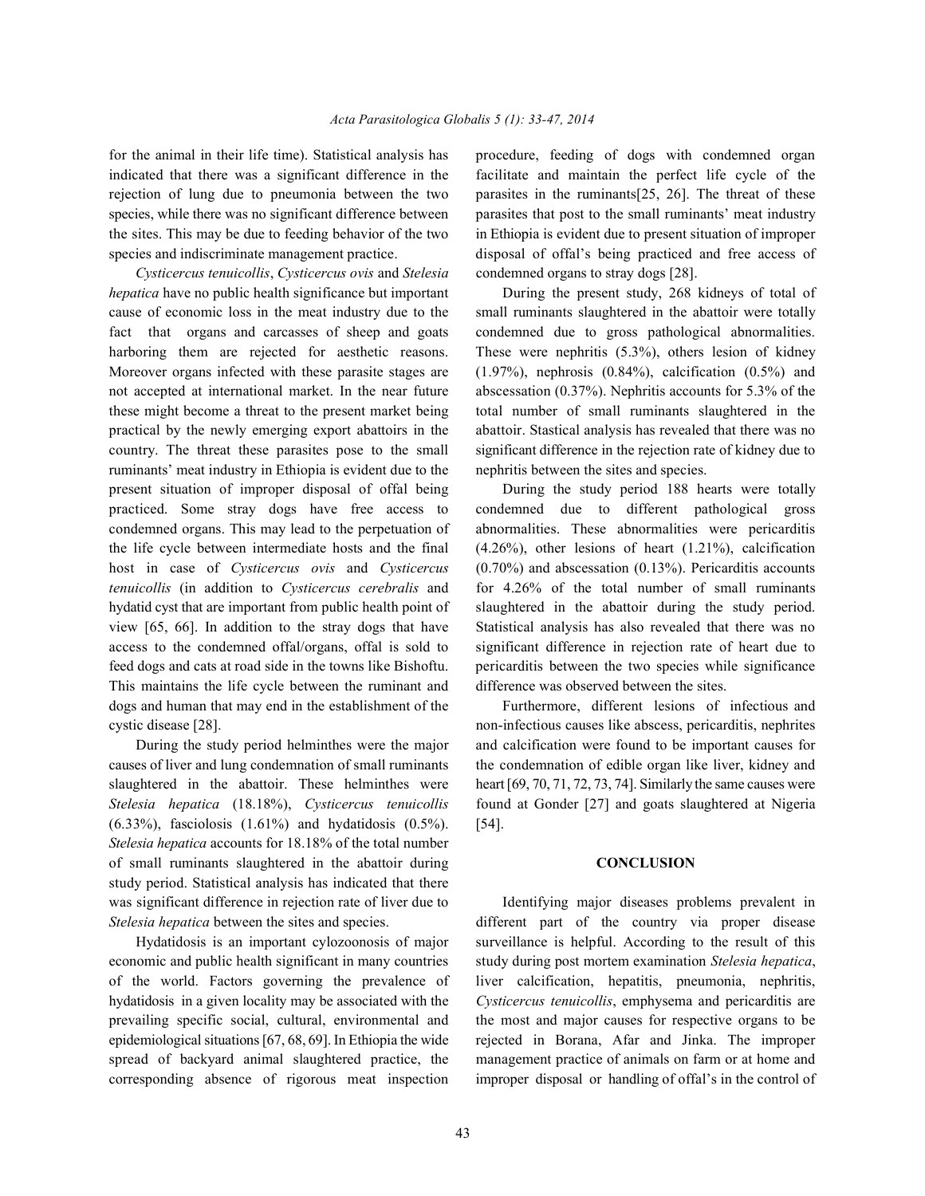for the animal in their life time). Statistical analysis has indicated that there was a significant difference in the rejection of lung due to pneumonia between the two species, while there was no significant difference between the sites. This may be due to feeding behavior of the two species and indiscriminate management practice.

*Cysticercus tenuicollis*, *Cysticercus ovis* and *Stelesia hepatica* have no public health significance but important cause of economic loss in the meat industry due to the fact that organs and carcasses of sheep and goats harboring them are rejected for aesthetic reasons. Moreover organs infected with these parasite stages are not accepted at international market. In the near future these might become a threat to the present market being practical by the newly emerging export abattoirs in the country. The threat these parasites pose to the small ruminants' meat industry in Ethiopia is evident due to the present situation of improper disposal of offal being practiced. Some stray dogs have free access to condemned organs. This may lead to the perpetuation of the life cycle between intermediate hosts and the final host in case of *Cysticercus ovis* and *Cysticercus tenuicollis* (in addition to *Cysticercus cerebralis* and hydatid cyst that are important from public health point of view [65, 66]. In addition to the stray dogs that have access to the condemned offal/organs, offal is sold to feed dogs and cats at road side in the towns like Bishoftu. This maintains the life cycle between the ruminant and dogs and human that may end in the establishment of the cystic disease [28].

During the study period helminthes were the major causes of liver and lung condemnation of small ruminants slaughtered in the abattoir. These helminthes were *Stelesia hepatica* (18.18%), *Cysticercus tenuicollis* (6.33%), fasciolosis (1.61%) and hydatidosis (0.5%). *Stelesia hepatica* accounts for 18.18% of the total number of small ruminants slaughtered in the abattoir during study period. Statistical analysis has indicated that there was significant difference in rejection rate of liver due to *Stelesia hepatica* between the sites and species.

Hydatidosis is an important cylozoonosis of major economic and public health significant in many countries of the world. Factors governing the prevalence of hydatidosis in a given locality may be associated with the prevailing specific social, cultural, environmental and epidemiological situations [67, 68, 69]. In Ethiopia the wide spread of backyard animal slaughtered practice, the corresponding absence of rigorous meat inspection procedure, feeding of dogs with condemned organ facilitate and maintain the perfect life cycle of the parasites in the ruminants[25, 26]. The threat of these parasites that post to the small ruminants' meat industry in Ethiopia is evident due to present situation of improper disposal of offal's being practiced and free access of condemned organs to stray dogs [28].

During the present study, 268 kidneys of total of small ruminants slaughtered in the abattoir were totally condemned due to gross pathological abnormalities. These were nephritis (5.3%), others lesion of kidney (1.97%), nephrosis (0.84%), calcification (0.5%) and abscessation (0.37%). Nephritis accounts for 5.3% of the total number of small ruminants slaughtered in the abattoir. Stastical analysis has revealed that there was no significant difference in the rejection rate of kidney due to nephritis between the sites and species.

During the study period 188 hearts were totally condemned due to different pathological gross abnormalities. These abnormalities were pericarditis (4.26%), other lesions of heart (1.21%), calcification (0.70%) and abscessation (0.13%). Pericarditis accounts for 4.26% of the total number of small ruminants slaughtered in the abattoir during the study period. Statistical analysis has also revealed that there was no significant difference in rejection rate of heart due to pericarditis between the two species while significance difference was observed between the sites.

Furthermore, different lesions of infectious and non-infectious causes like abscess, pericarditis, nephrites and calcification were found to be important causes for the condemnation of edible organ like liver, kidney and heart [69, 70, 71, 72, 73, 74]. Similarly the same causes were found at Gonder [27] and goats slaughtered at Nigeria [54].

## CONCLUSION

Identifying major diseases problems prevalent in different part of the country via proper disease surveillance is helpful. According to the result of this study during post mortem examination *Stelesia hepatica*, liver calcification, hepatitis, pneumonia, nephritis, *Cysticercus tenuicollis*, emphysema and pericarditis are the most and major causes for respective organs to be rejected in Borana, Afar and Jinka. The improper management practice of animals on farm or at home and improper disposal or handling of offal's in the control of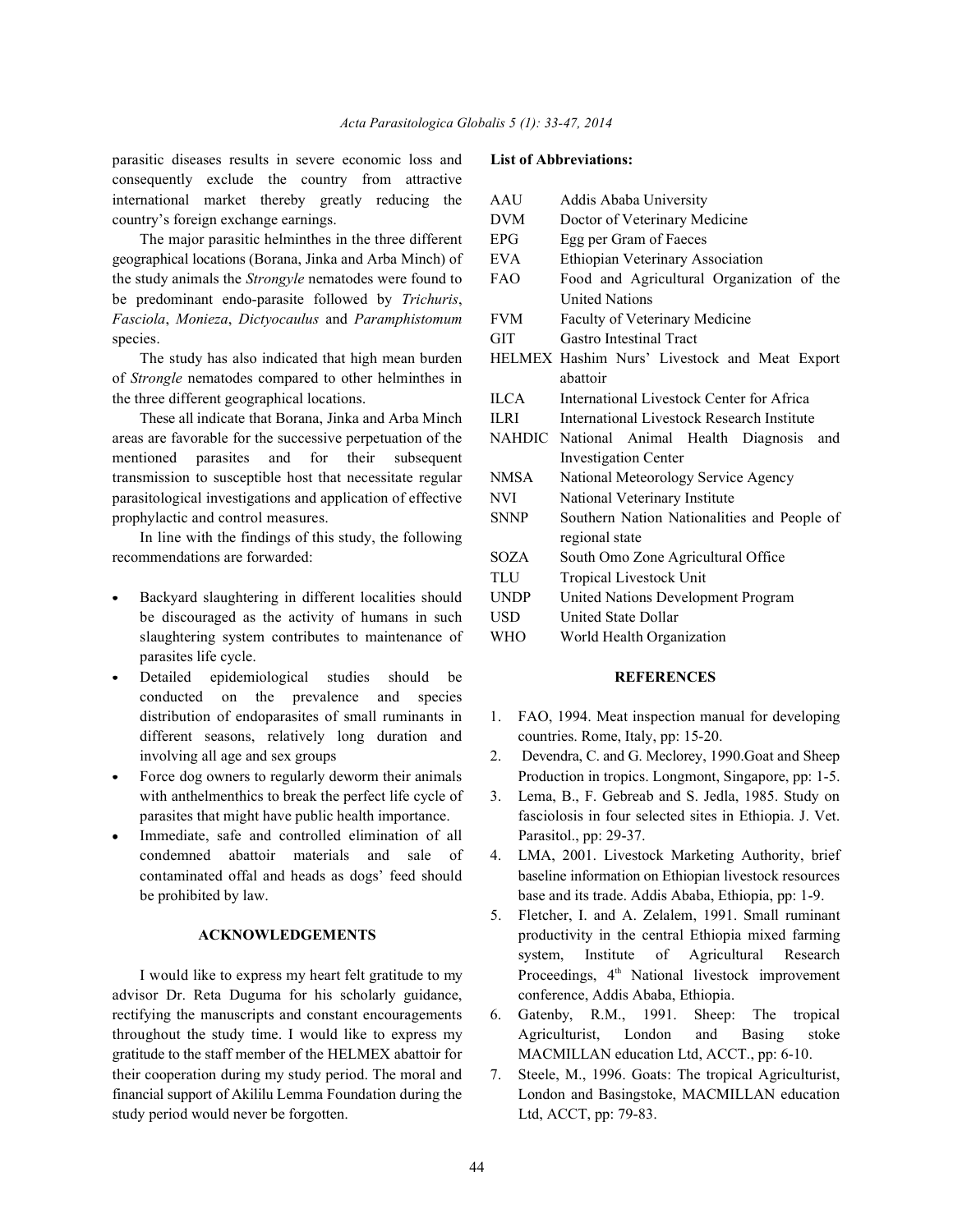parasitic diseases results in severe economic loss and consequently exclude the country from attractive international market thereby greatly reducing the country's foreign exchange earnings.

The major parasitic helminthes in the three different geographical locations (Borana, Jinka and Arba Minch) of the study animals the *Strongyle* nematodes were found to be predominant endo-parasite followed by *Trichuris*, *Fasciola*, *Monieza*, *Dictyocaulus* and *Paramphistomum* species.

The study has also indicated that high mean burden of *Strongle* nematodes compared to other helminthes in the three different geographical locations.

These all indicate that Borana, Jinka and Arba Minch areas are favorable for the successive perpetuation of the mentioned parasites and for their subsequent transmission to susceptible host that necessitate regular parasitological investigations and application of effective prophylactic and control measures.

In line with the findings of this study, the following recommendations are forwarded:

- Backyard slaughtering in different localities should be discouraged as the activity of humans in such slaughtering system contributes to maintenance of parasites life cycle.
- Detailed epidemiological studies should be conducted on the prevalence and species distribution of endoparasites of small ruminants in different seasons, relatively long duration and involving all age and sex groups
- Force dog owners to regularly deworm their animals with anthelmenthics to break the perfect life cycle of parasites that might have public health importance.
- Immediate, safe and controlled elimination of all condemned abattoir materials and sale of contaminated offal and heads as dogs' feed should be prohibited by law.

## ACKNOWLEDGEMENTS

I would like to express my heart felt gratitude to my advisor Dr. Reta Duguma for his scholarly guidance, rectifying the manuscripts and constant encouragements throughout the study time. I would like to express my gratitude to the staff member of the HELMEX abattoir for their cooperation during my study period. The moral and financial support of Akililu Lemma Foundation during the study period would never be forgotten.

**List of Abbreviations:**

| | |
|---|---|
| AAU | Addis Ababa University |
| DVM | Doctor of Veterinary Medicine |
| EPG | Egg per Gram of Faeces |
| EVA | Ethiopian Veterinary Association |
| FAO | Food and Agricultural Organization of the United Nations |
| FVM | Faculty of Veterinary Medicine |
| GIT | Gastro Intestinal Tract |
| HELMEX | Hashim Nurs' Livestock and Meat Export abattoir |
| ILCA | International Livestock Center for Africa |
| ILRI | International Livestock Research Institute |
| NAHDIC | National Animal Health Diagnosis and Investigation Center |
| NMSA | National Meteorology Service Agency |
| NVI | National Veterinary Institute |
| SNNP | Southern Nation Nationalities and People of regional state |
| SOZA | South Omo Zone Agricultural Office |
| TLU | Tropical Livestock Unit |
| UNDP | United Nations Development Program |
| USD | United State Dollar |
| WHO | World Health Organization |

## REFERENCES

1. FAO, 1994. Meat inspection manual for developing countries. Rome, Italy, pp: 15-20.
2. Devendra, C. and G. Meclorey, 1990.Goat and Sheep Production in tropics. Longmont, Singapore, pp: 1-5.
3. Lema, B., F. Gebreab and S. Jedla, 1985. Study on fasciolosis in four selected sites in Ethiopia. J. Vet. Parasitol., pp: 29-37.
4. LMA, 2001. Livestock Marketing Authority, brief baseline information on Ethiopian livestock resources base and its trade. Addis Ababa, Ethiopia, pp: 1-9.
5. Fletcher, I. and A. Zelalem, 1991. Small ruminant productivity in the central Ethiopia mixed farming system, Institute of Agricultural Research Proceedings, 4th National livestock improvement conference, Addis Ababa, Ethiopia.
6. Gatenby, R.M., 1991. Sheep: The tropical Agriculturist, London and Basing stoke MACMILLAN education Ltd, ACCT., pp: 6-10.
7. Steele, M., 1996. Goats: The tropical Agriculturist, London and Basingstoke, MACMILLAN education Ltd, ACCT, pp: 79-83.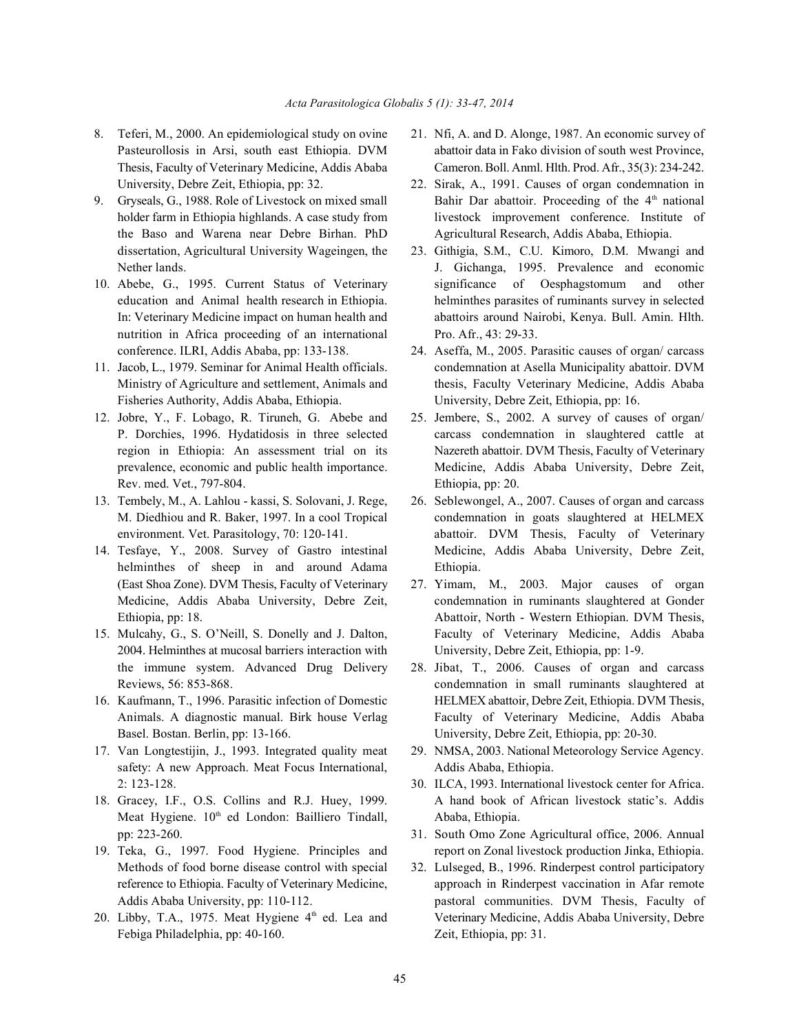8. Teferi, M., 2000. An epidemiological study on ovine Pasteurollosis in Arsi, south east Ethiopia. DVM Thesis, Faculty of Veterinary Medicine, Addis Ababa University, Debre Zeit, Ethiopia, pp: 32.
9. Gryseals, G., 1988. Role of Livestock on mixed small holder farm in Ethiopia highlands. A case study from the Baso and Warena near Debre Birhan. PhD dissertation, Agricultural University Wageingen, the Nether lands.
10. Abebe, G., 1995. Current Status of Veterinary education and Animal health research in Ethiopia. In: Veterinary Medicine impact on human health and nutrition in Africa proceeding of an international conference. ILRI, Addis Ababa, pp: 133-138.
11. Jacob, L., 1979. Seminar for Animal Health officials. Ministry of Agriculture and settlement, Animals and Fisheries Authority, Addis Ababa, Ethiopia.
12. Jobre, Y., F. Lobago, R. Tiruneh, G. Abebe and P. Dorchies, 1996. Hydatidosis in three selected region in Ethiopia: An assessment trial on its prevalence, economic and public health importance. Rev. med. Vet., 797-804.
13. Tembely, M., A. Lahlou - kassi, S. Solovani, J. Rege, M. Diedhiou and R. Baker, 1997. In a cool Tropical environment. Vet. Parasitology, 70: 120-141.
14. Tesfaye, Y., 2008. Survey of Gastro intestinal helminthes of sheep in and around Adama (East Shoa Zone). DVM Thesis, Faculty of Veterinary Medicine, Addis Ababa University, Debre Zeit, Ethiopia, pp: 18.
15. Mulcahy, G., S. O'Neill, S. Donelly and J. Dalton, 2004. Helminthes at mucosal barriers interaction with the immune system. Advanced Drug Delivery Reviews, 56: 853-868.
16. Kaufmann, T., 1996. Parasitic infection of Domestic Animals. A diagnostic manual. Birk house Verlag Basel. Bostan. Berlin, pp: 13-166.
17. Van Longtestijin, J., 1993. Integrated quality meat safety: A new Approach. Meat Focus International, 2: 123-128.
18. Gracey, I.F., O.S. Collins and R.J. Huey, 1999. Meat Hygiene. 10th ed London: Bailliero Tindall, pp: 223-260.
19. Teka, G., 1997. Food Hygiene. Principles and Methods of food borne disease control with special reference to Ethiopia. Faculty of Veterinary Medicine, Addis Ababa University, pp: 110-112.
20. Libby, T.A., 1975. Meat Hygiene 4th ed. Lea and Febiga Philadelphia, pp: 40-160.
21. Nfi, A. and D. Alonge, 1987. An economic survey of abattoir data in Fako division of south west Province, Cameron. Boll. Anml. Hlth. Prod. Afr., 35(3): 234-242.
22. Sirak, A., 1991. Causes of organ condemnation in Bahir Dar abattoir. Proceeding of the 4th national livestock improvement conference. Institute of Agricultural Research, Addis Ababa, Ethiopia.
23. Githigia, S.M., C.U. Kimoro, D.M. Mwangi and J. Gichanga, 1995. Prevalence and economic significance of Oesphagstomum and other helminthes parasites of ruminants survey in selected abattoirs around Nairobi, Kenya. Bull. Amin. Hlth. Pro. Afr., 43: 29-33.
24. Aseffa, M., 2005. Parasitic causes of organ/ carcass condemnation at Asella Municipality abattoir. DVM thesis, Faculty Veterinary Medicine, Addis Ababa University, Debre Zeit, Ethiopia, pp: 16.
25. Jembere, S., 2002. A survey of causes of organ/ carcass condemnation in slaughtered cattle at Nazereth abattoir. DVM Thesis, Faculty of Veterinary Medicine, Addis Ababa University, Debre Zeit, Ethiopia, pp: 20.
26. Seblewongel, A., 2007. Causes of organ and carcass condemnation in goats slaughtered at HELMEX abattoir. DVM Thesis, Faculty of Veterinary Medicine, Addis Ababa University, Debre Zeit, Ethiopia.
27. Yimam, M., 2003. Major causes of organ condemnation in ruminants slaughtered at Gonder Abattoir, North - Western Ethiopian. DVM Thesis, Faculty of Veterinary Medicine, Addis Ababa University, Debre Zeit, Ethiopia, pp: 1-9.
28. Jibat, T., 2006. Causes of organ and carcass condemnation in small ruminants slaughtered at HELMEX abattoir, Debre Zeit, Ethiopia. DVM Thesis, Faculty of Veterinary Medicine, Addis Ababa University, Debre Zeit, Ethiopia, pp: 20-30.
29. NMSA, 2003. National Meteorology Service Agency. Addis Ababa, Ethiopia.
30. ILCA, 1993. International livestock center for Africa. A hand book of African livestock static's. Addis Ababa, Ethiopia.
31. South Omo Zone Agricultural office, 2006. Annual report on Zonal livestock production Jinka, Ethiopia.
32. Lulseged, B., 1996. Rinderpest control participatory approach in Rinderpest vaccination in Afar remote pastoral communities. DVM Thesis, Faculty of Veterinary Medicine, Addis Ababa University, Debre Zeit, Ethiopia, pp: 31.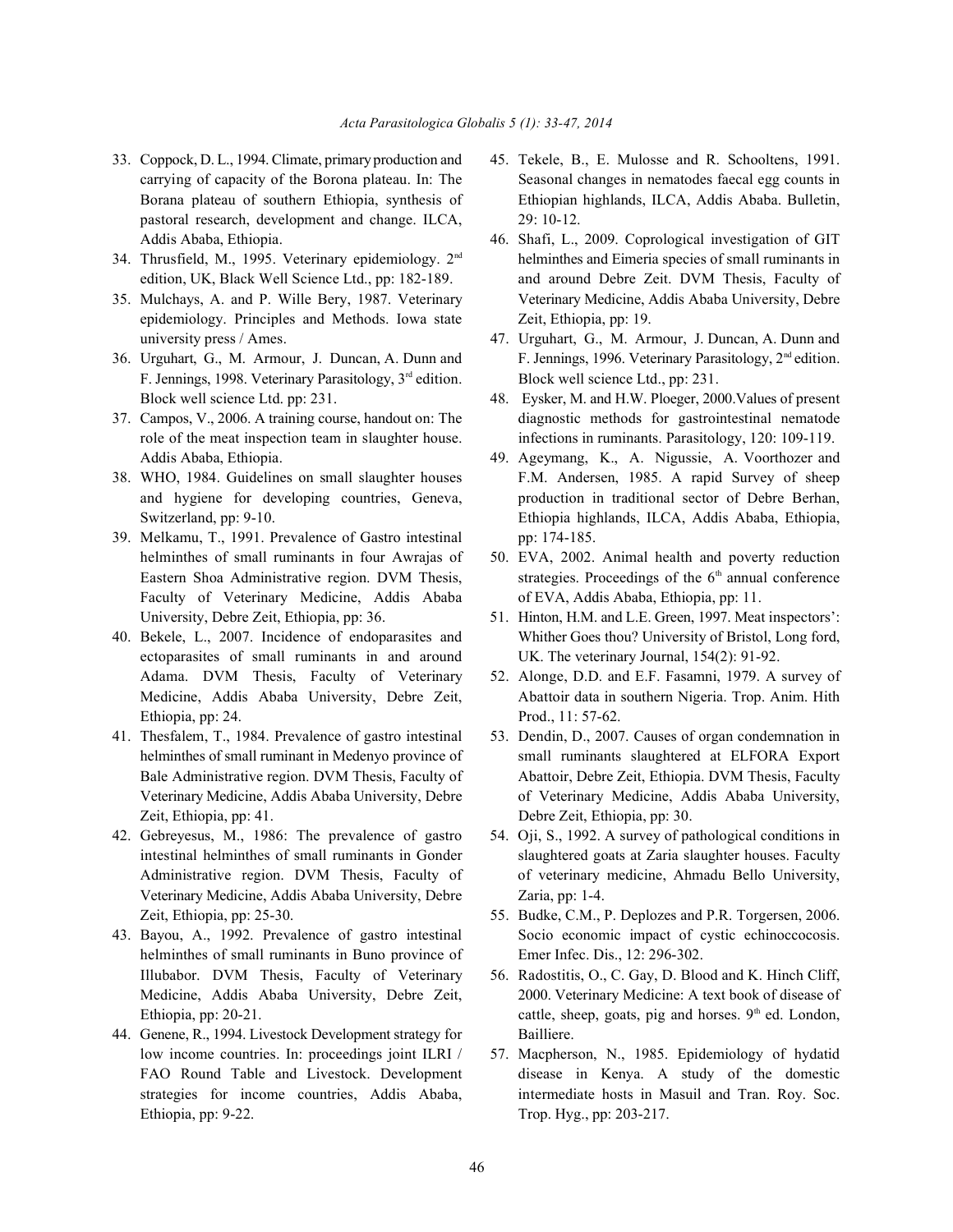33. Coppock, D. L., 1994. Climate, primary production and carrying of capacity of the Borona plateau. In: The Borana plateau of southern Ethiopia, synthesis of pastoral research, development and change. ILCA, Addis Ababa, Ethiopia.
34. Thrusfield, M., 1995. Veterinary epidemiology. 2[nd] edition, UK, Black Well Science Ltd., pp: 182-189.
35. Mulchays, A. and P. Wille Bery, 1987. Veterinary epidemiology. Principles and Methods. Iowa state university press / Ames.
36. Urguhart, G., M. Armour, J. Duncan, A. Dunn and F. Jennings, 1998. Veterinary Parasitology, 3[rd] edition. Block well science Ltd. pp: 231.
37. Campos, V., 2006. A training course, handout on: The role of the meat inspection team in slaughter house. Addis Ababa, Ethiopia.
38. WHO, 1984. Guidelines on small slaughter houses and hygiene for developing countries, Geneva, Switzerland, pp: 9-10.
39. Melkamu, T., 1991. Prevalence of Gastro intestinal helminthes of small ruminants in four Awrajas of Eastern Shoa Administrative region. DVM Thesis, Faculty of Veterinary Medicine, Addis Ababa University, Debre Zeit, Ethiopia, pp: 36.
40. Bekele, L., 2007. Incidence of endoparasites and ectoparasites of small ruminants in and around Adama. DVM Thesis, Faculty of Veterinary Medicine, Addis Ababa University, Debre Zeit, Ethiopia, pp: 24.
41. Thesfalem, T., 1984. Prevalence of gastro intestinal helminthes of small ruminant in Medenyo province of Bale Administrative region. DVM Thesis, Faculty of Veterinary Medicine, Addis Ababa University, Debre Zeit, Ethiopia, pp: 41.
42. Gebreyesus, M., 1986: The prevalence of gastro intestinal helminthes of small ruminants in Gonder Administrative region. DVM Thesis, Faculty of Veterinary Medicine, Addis Ababa University, Debre Zeit, Ethiopia, pp: 25-30.
43. Bayou, A., 1992. Prevalence of gastro intestinal helminthes of small ruminants in Buno province of Illubabor. DVM Thesis, Faculty of Veterinary Medicine, Addis Ababa University, Debre Zeit, Ethiopia, pp: 20-21.
44. Genene, R., 1994. Livestock Development strategy for low income countries. In: proceedings joint ILRI / FAO Round Table and Livestock. Development strategies for income countries, Addis Ababa, Ethiopia, pp: 9-22.
45. Tekele, B., E. Mulosse and R. Schooltens, 1991. Seasonal changes in nematodes faecal egg counts in Ethiopian highlands, ILCA, Addis Ababa. Bulletin, 29: 10-12.
46. Shafi, L., 2009. Coprological investigation of GIT helminthes and Eimeria species of small ruminants in and around Debre Zeit. DVM Thesis, Faculty of Veterinary Medicine, Addis Ababa University, Debre Zeit, Ethiopia, pp: 19.
47. Urguhart, G., M. Armour, J. Duncan, A. Dunn and F. Jennings, 1996. Veterinary Parasitology, 2[nd] edition. Block well science Ltd., pp: 231.
48. Eysker, M. and H.W. Ploeger, 2000.Values of present diagnostic methods for gastrointestinal nematode infections in ruminants. Parasitology, 120: 109-119.
49. Ageymang, K., A. Nigussie, A. Voorthozer and F.M. Andersen, 1985. A rapid Survey of sheep production in traditional sector of Debre Berhan, Ethiopia highlands, ILCA, Addis Ababa, Ethiopia, pp: 174-185.
50. EVA, 2002. Animal health and poverty reduction strategies. Proceedings of the 6[th] annual conference of EVA, Addis Ababa, Ethiopia, pp: 11.
51. Hinton, H.M. and L.E. Green, 1997. Meat inspectors': Whither Goes thou? University of Bristol, Long ford, UK. The veterinary Journal, 154(2): 91-92.
52. Alonge, D.D. and E.F. Fasamni, 1979. A survey of Abattoir data in southern Nigeria. Trop. Anim. Hlth Prod., 11: 57-62.
53. Dendin, D., 2007. Causes of organ condemnation in small ruminants slaughtered at ELFORA Export Abattoir, Debre Zeit, Ethiopia. DVM Thesis, Faculty of Veterinary Medicine, Addis Ababa University, Debre Zeit, Ethiopia, pp: 30.
54. Oji, S., 1992. A survey of pathological conditions in slaughtered goats at Zaria slaughter houses. Faculty of veterinary medicine, Ahmadu Bello University, Zaria, pp: 1-4.
55. Budke, C.M., P. Deplozes and P.R. Torgersen, 2006. Socio economic impact of cystic echinoccocosis. Emer Infec. Dis., 12: 296-302.
56. Radostitis, O., C. Gay, D. Blood and K. Hinch Cliff, 2000. Veterinary Medicine: A text book of disease of cattle, sheep, goats, pig and horses. 9[th] ed. London, Bailliere.
57. Macpherson, N., 1985. Epidemiology of hydatid disease in Kenya. A study of the domestic intermediate hosts in Masuil and Tran. Roy. Soc. Trop. Hyg., pp: 203-217.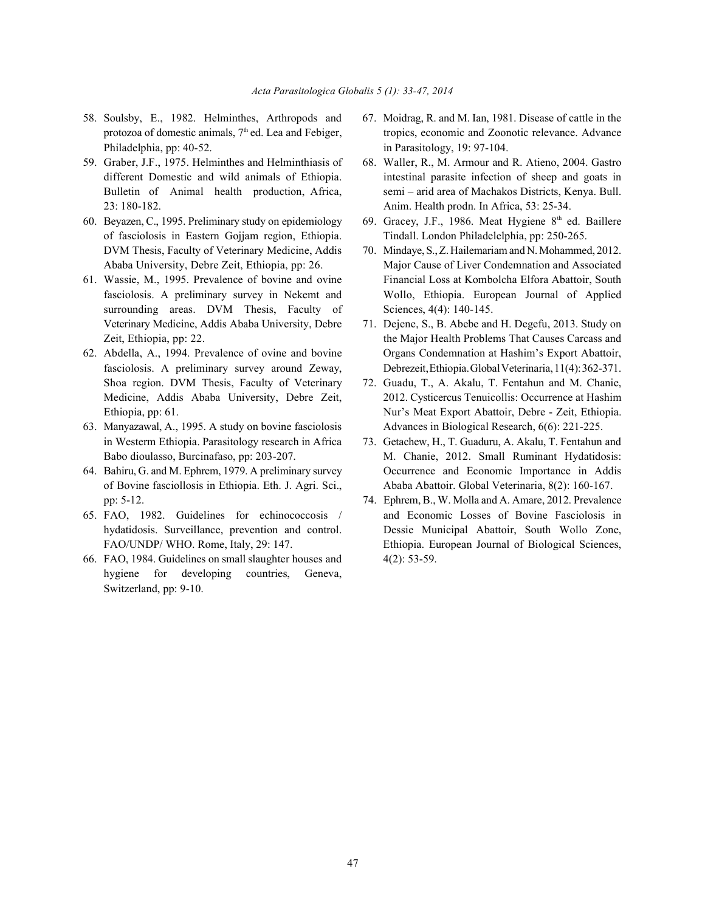58. Soulsby, E., 1982. Helminthes, Arthropods and protozoa of domestic animals, 7th ed. Lea and Febiger, Philadelphia, pp: 40-52.
59. Graber, J.F., 1975. Helminthes and Helminthiasis of different Domestic and wild animals of Ethiopia. Bulletin of Animal health production, Africa, 23: 180-182.
60. Beyazen, C., 1995. Preliminary study on epidemiology of fasciolosis in Eastern Gojjam region, Ethiopia. DVM Thesis, Faculty of Veterinary Medicine, Addis Ababa University, Debre Zeit, Ethiopia, pp: 26.
61. Wassie, M., 1995. Prevalence of bovine and ovine fasciolosis. A preliminary survey in Nekemt and surrounding areas. DVM Thesis, Faculty of Veterinary Medicine, Addis Ababa University, Debre Zeit, Ethiopia, pp: 22.
62. Abdella, A., 1994. Prevalence of ovine and bovine fasciolosis. A preliminary survey around Zeway, Shoa region. DVM Thesis, Faculty of Veterinary Medicine, Addis Ababa University, Debre Zeit, Ethiopia, pp: 61.
63. Manyazawal, A., 1995. A study on bovine fasciolosis in Westerm Ethiopia. Parasitology research in Africa Babo dioulasso, Burcinafaso, pp: 203-207.
64. Bahiru, G. and M. Ephrem, 1979. A preliminary survey of Bovine fascilollosis in Ethiopia. Eth. J. Agri. Sci., pp: 5-12.
65. FAO, 1982. Guidelines for echinococcosis / hydatidosis. Surveillance, prevention and control. FAO/UNDP/ WHO. Rome, Italy, 29: 147.
66. FAO, 1984. Guidelines on small slaughter houses and hygiene for developing countries, Geneva, Switzerland, pp: 9-10.
67. Moidrag, R. and M. Ian, 1981. Disease of cattle in the tropics, economic and Zoonotic relevance. Advance in Parasitology, 19: 97-104.
68. Waller, R., M. Armour and R. Atieno, 2004. Gastro intestinal parasite infection of sheep and goats in semi – arid area of Machakos Districts, Kenya. Bull. Anim. Health prodn. In Africa, 53: 25-34.
69. Gracey, J.F., 1986. Meat Hygiene 8th ed. Baillere Tindall. London Philadelelphia, pp: 250-265.
70. Mindaye, S., Z. Hailemariam and N. Mohammed, 2012. Major Cause of Liver Condemnation and Associated Financial Loss at Kombolcha Elfora Abattoir, South Wollo, Ethiopia. European Journal of Applied Sciences, 4(4): 140-145.
71. Dejene, S., B. Abebe and H. Degefu, 2013. Study on the Major Health Problems That Causes Carcass and Organs Condemnation at Hashim's Export Abattoir, Debrezeit, Ethiopia. Global Veterinaria, 11(4): 362-371.
72. Guadu, T., A. Akalu, T. Fentahun and M. Chanie, 2012. Cysticercus Tenuicollis: Occurrence at Hashim Nur's Meat Export Abattoir, Debre - Zeit, Ethiopia. Advances in Biological Research, 6(6): 221-225.
73. Getachew, H., T. Guaduru, A. Akalu, T. Fentahun and M. Chanie, 2012. Small Ruminant Hydatidosis: Occurrence and Economic Importance in Addis Ababa Abattoir. Global Veterinaria, 8(2): 160-167.
74. Ephrem, B., W. Molla and A. Amare, 2012. Prevalence and Economic Losses of Bovine Fasciolosis in Dessie Municipal Abattoir, South Wollo Zone, Ethiopia. European Journal of Biological Sciences, 4(2): 53-59.